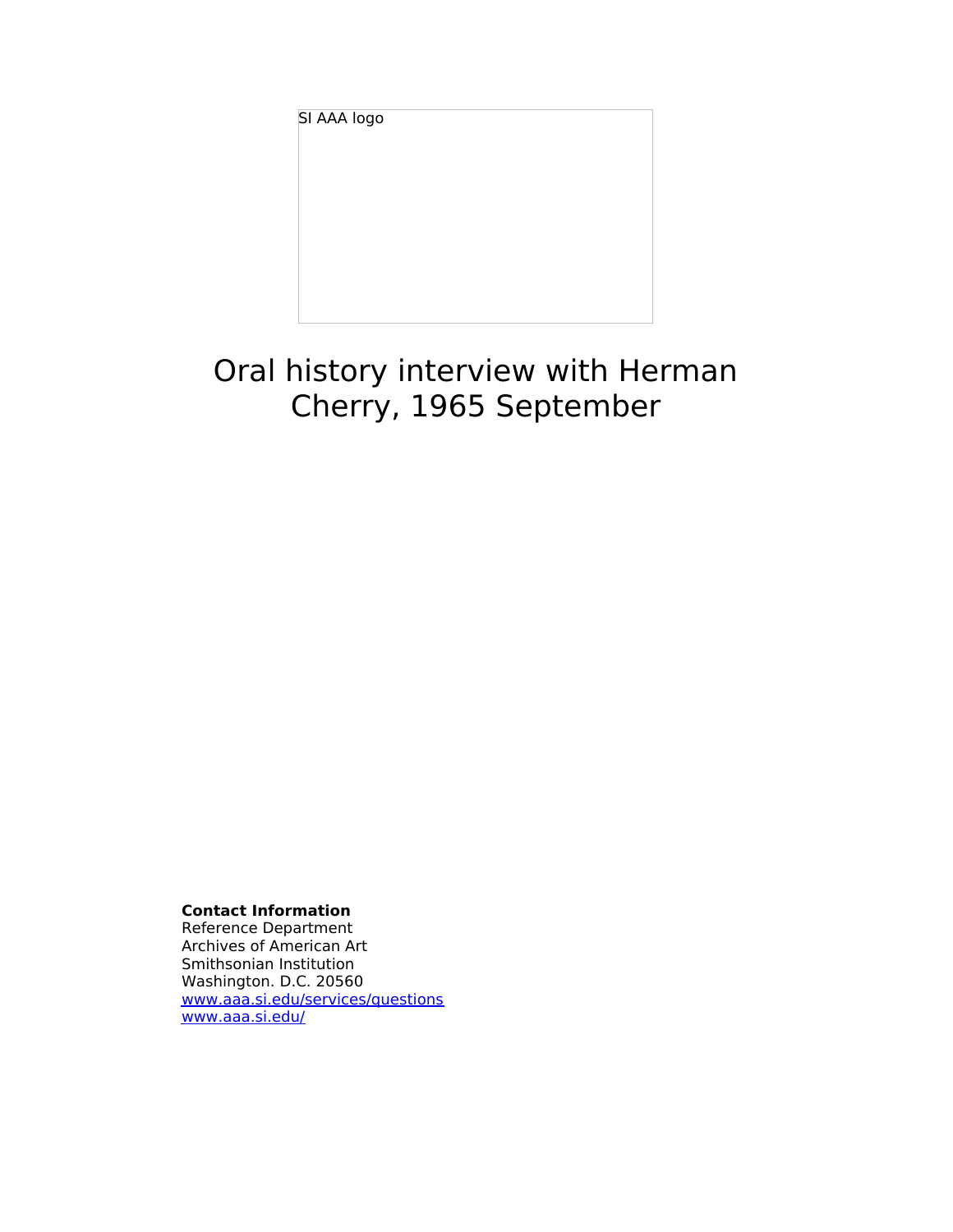SI AAA logo

# Oral history interview with Herman Cherry, 1965 September

**Contact Information**
Reference Department
Archives of American Art
Smithsonian Institution
Washington. D.C. 20560
www.aaa.si.edu/services/questions
www.aaa.si.edu/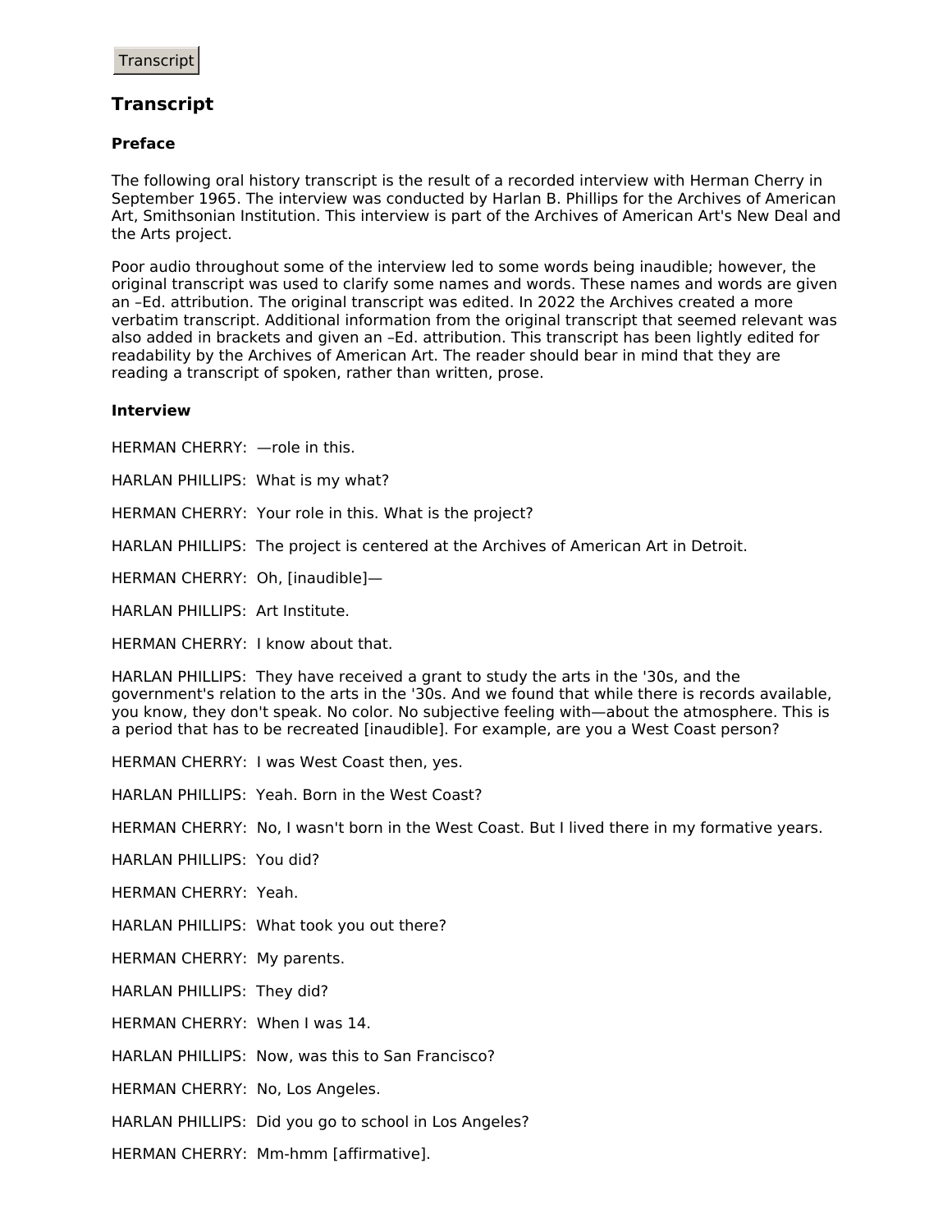Transcript

## Transcript

### Preface

The following oral history transcript is the result of a recorded interview with Herman Cherry in September 1965. The interview was conducted by Harlan B. Phillips for the Archives of American Art, Smithsonian Institution. This interview is part of the Archives of American Art's New Deal and the Arts project.

Poor audio throughout some of the interview led to some words being inaudible; however, the original transcript was used to clarify some names and words. These names and words are given an –Ed. attribution. The original transcript was edited. In 2022 the Archives created a more verbatim transcript. Additional information from the original transcript that seemed relevant was also added in brackets and given an –Ed. attribution. This transcript has been lightly edited for readability by the Archives of American Art. The reader should bear in mind that they are reading a transcript of spoken, rather than written, prose.

### Interview

HERMAN CHERRY: —role in this.

HARLAN PHILLIPS: What is my what?

HERMAN CHERRY: Your role in this. What is the project?

HARLAN PHILLIPS: The project is centered at the Archives of American Art in Detroit.

HERMAN CHERRY: Oh, [inaudible]—

HARLAN PHILLIPS: Art Institute.

HERMAN CHERRY: I know about that.

HARLAN PHILLIPS: They have received a grant to study the arts in the '30s, and the government's relation to the arts in the '30s. And we found that while there is records available, you know, they don't speak. No color. No subjective feeling with—about the atmosphere. This is a period that has to be recreated [inaudible]. For example, are you a West Coast person?

HERMAN CHERRY: I was West Coast then, yes.

HARLAN PHILLIPS: Yeah. Born in the West Coast?

HERMAN CHERRY: No, I wasn't born in the West Coast. But I lived there in my formative years.

HARLAN PHILLIPS: You did?

HERMAN CHERRY: Yeah.

HARLAN PHILLIPS: What took you out there?

HERMAN CHERRY: My parents.

HARLAN PHILLIPS: They did?

HERMAN CHERRY: When I was 14.

HARLAN PHILLIPS: Now, was this to San Francisco?

HERMAN CHERRY: No, Los Angeles.

HARLAN PHILLIPS: Did you go to school in Los Angeles?

HERMAN CHERRY: Mm-hmm [affirmative].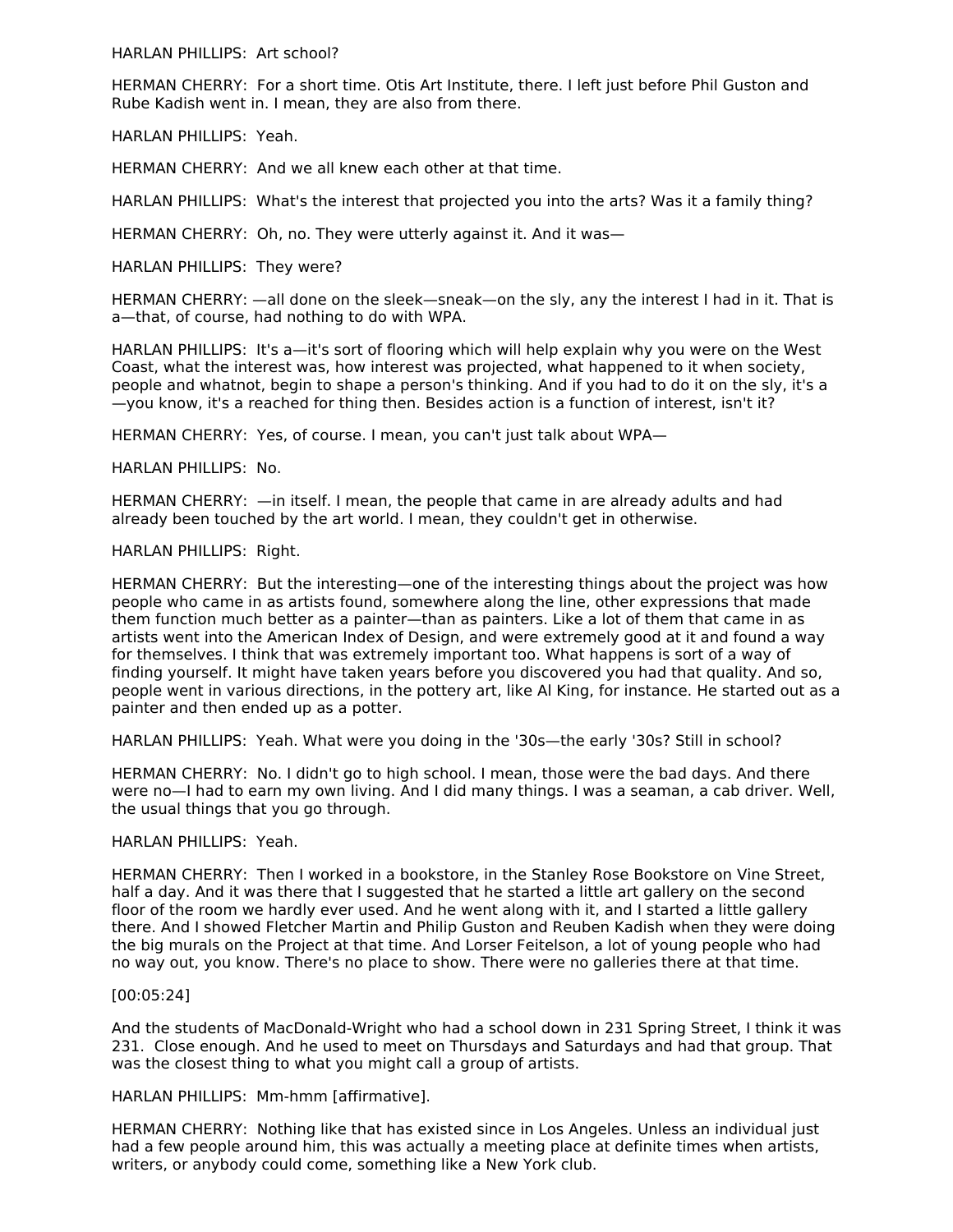HARLAN PHILLIPS: Art school?

HERMAN CHERRY: For a short time. Otis Art Institute, there. I left just before Phil Guston and Rube Kadish went in. I mean, they are also from there.

HARLAN PHILLIPS: Yeah.

HERMAN CHERRY: And we all knew each other at that time.

HARLAN PHILLIPS: What's the interest that projected you into the arts? Was it a family thing?

HERMAN CHERRY: Oh, no. They were utterly against it. And it was—

HARLAN PHILLIPS: They were?

HERMAN CHERRY: —all done on the sleek—sneak—on the sly, any the interest I had in it. That is a—that, of course, had nothing to do with WPA.

HARLAN PHILLIPS: It's a—it's sort of flooring which will help explain why you were on the West Coast, what the interest was, how interest was projected, what happened to it when society, people and whatnot, begin to shape a person's thinking. And if you had to do it on the sly, it's a—you know, it's a reached for thing then. Besides action is a function of interest, isn't it?

HERMAN CHERRY: Yes, of course. I mean, you can't just talk about WPA—

HARLAN PHILLIPS: No.

HERMAN CHERRY: —in itself. I mean, the people that came in are already adults and had already been touched by the art world. I mean, they couldn't get in otherwise.

HARLAN PHILLIPS: Right.

HERMAN CHERRY: But the interesting—one of the interesting things about the project was how people who came in as artists found, somewhere along the line, other expressions that made them function much better as a painter—than as painters. Like a lot of them that came in as artists went into the American Index of Design, and were extremely good at it and found a way for themselves. I think that was extremely important too. What happens is sort of a way of finding yourself. It might have taken years before you discovered you had that quality. And so, people went in various directions, in the pottery art, like Al King, for instance. He started out as a painter and then ended up as a potter.

HARLAN PHILLIPS: Yeah. What were you doing in the '30s—the early '30s? Still in school?

HERMAN CHERRY: No. I didn't go to high school. I mean, those were the bad days. And there were no—I had to earn my own living. And I did many things. I was a seaman, a cab driver. Well, the usual things that you go through.

HARLAN PHILLIPS: Yeah.

HERMAN CHERRY: Then I worked in a bookstore, in the Stanley Rose Bookstore on Vine Street, half a day. And it was there that I suggested that he started a little art gallery on the second floor of the room we hardly ever used. And he went along with it, and I started a little gallery there. And I showed Fletcher Martin and Philip Guston and Reuben Kadish when they were doing the big murals on the Project at that time. And Lorser Feitelson, a lot of young people who had no way out, you know. There's no place to show. There were no galleries there at that time.

[00:05:24]

And the students of MacDonald-Wright who had a school down in 231 Spring Street, I think it was 231. Close enough. And he used to meet on Thursdays and Saturdays and had that group. That was the closest thing to what you might call a group of artists.

HARLAN PHILLIPS: Mm-hmm [affirmative].

HERMAN CHERRY: Nothing like that has existed since in Los Angeles. Unless an individual just had a few people around him, this was actually a meeting place at definite times when artists, writers, or anybody could come, something like a New York club.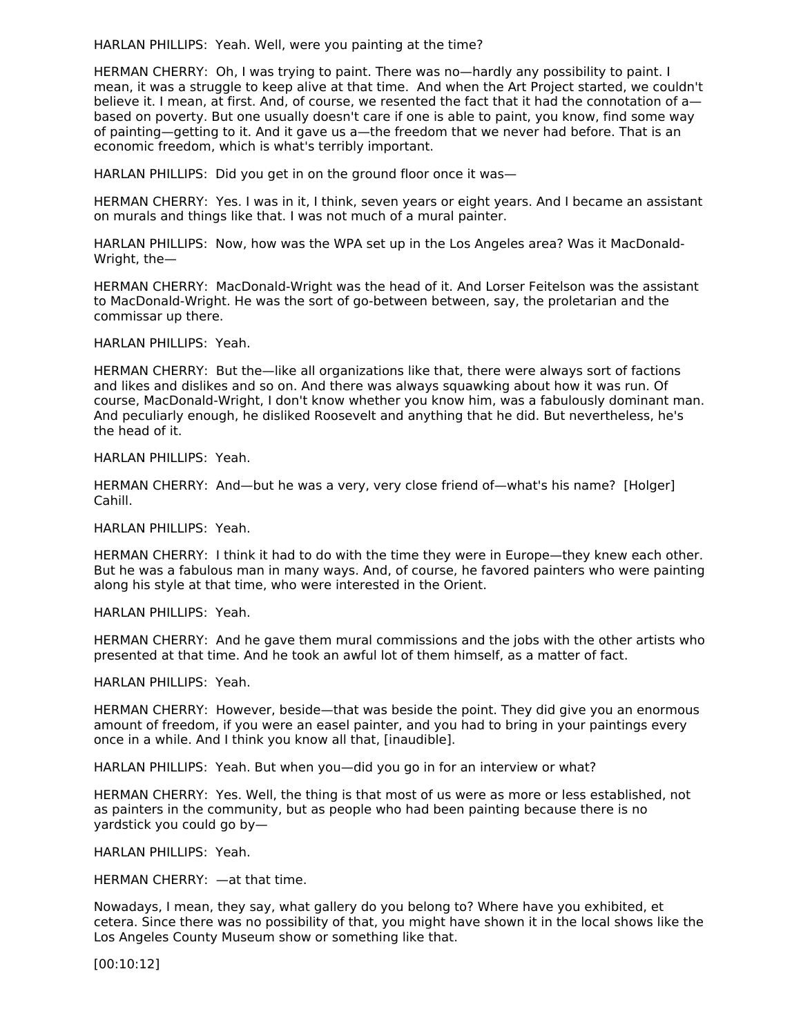HARLAN PHILLIPS: Yeah. Well, were you painting at the time?

HERMAN CHERRY: Oh, I was trying to paint. There was no—hardly any possibility to paint. I mean, it was a struggle to keep alive at that time. And when the Art Project started, we couldn't believe it. I mean, at first. And, of course, we resented the fact that it had the connotation of a—based on poverty. But one usually doesn't care if one is able to paint, you know, find some way of painting—getting to it. And it gave us a—the freedom that we never had before. That is an economic freedom, which is what's terribly important.

HARLAN PHILLIPS: Did you get in on the ground floor once it was—

HERMAN CHERRY: Yes. I was in it, I think, seven years or eight years. And I became an assistant on murals and things like that. I was not much of a mural painter.

HARLAN PHILLIPS: Now, how was the WPA set up in the Los Angeles area? Was it MacDonald-Wright, the—

HERMAN CHERRY: MacDonald-Wright was the head of it. And Lorser Feitelson was the assistant to MacDonald-Wright. He was the sort of go-between between, say, the proletarian and the commissar up there.

HARLAN PHILLIPS: Yeah.

HERMAN CHERRY: But the—like all organizations like that, there were always sort of factions and likes and dislikes and so on. And there was always squawking about how it was run. Of course, MacDonald-Wright, I don't know whether you know him, was a fabulously dominant man. And peculiarly enough, he disliked Roosevelt and anything that he did. But nevertheless, he's the head of it.

HARLAN PHILLIPS: Yeah.

HERMAN CHERRY: And—but he was a very, very close friend of—what's his name? [Holger] Cahill.

HARLAN PHILLIPS: Yeah.

HERMAN CHERRY: I think it had to do with the time they were in Europe—they knew each other. But he was a fabulous man in many ways. And, of course, he favored painters who were painting along his style at that time, who were interested in the Orient.

HARLAN PHILLIPS: Yeah.

HERMAN CHERRY: And he gave them mural commissions and the jobs with the other artists who presented at that time. And he took an awful lot of them himself, as a matter of fact.

HARLAN PHILLIPS: Yeah.

HERMAN CHERRY: However, beside—that was beside the point. They did give you an enormous amount of freedom, if you were an easel painter, and you had to bring in your paintings every once in a while. And I think you know all that, [inaudible].

HARLAN PHILLIPS: Yeah. But when you—did you go in for an interview or what?

HERMAN CHERRY: Yes. Well, the thing is that most of us were as more or less established, not as painters in the community, but as people who had been painting because there is no yardstick you could go by—

HARLAN PHILLIPS: Yeah.

HERMAN CHERRY: —at that time.

Nowadays, I mean, they say, what gallery do you belong to? Where have you exhibited, et cetera. Since there was no possibility of that, you might have shown it in the local shows like the Los Angeles County Museum show or something like that.

[00:10:12]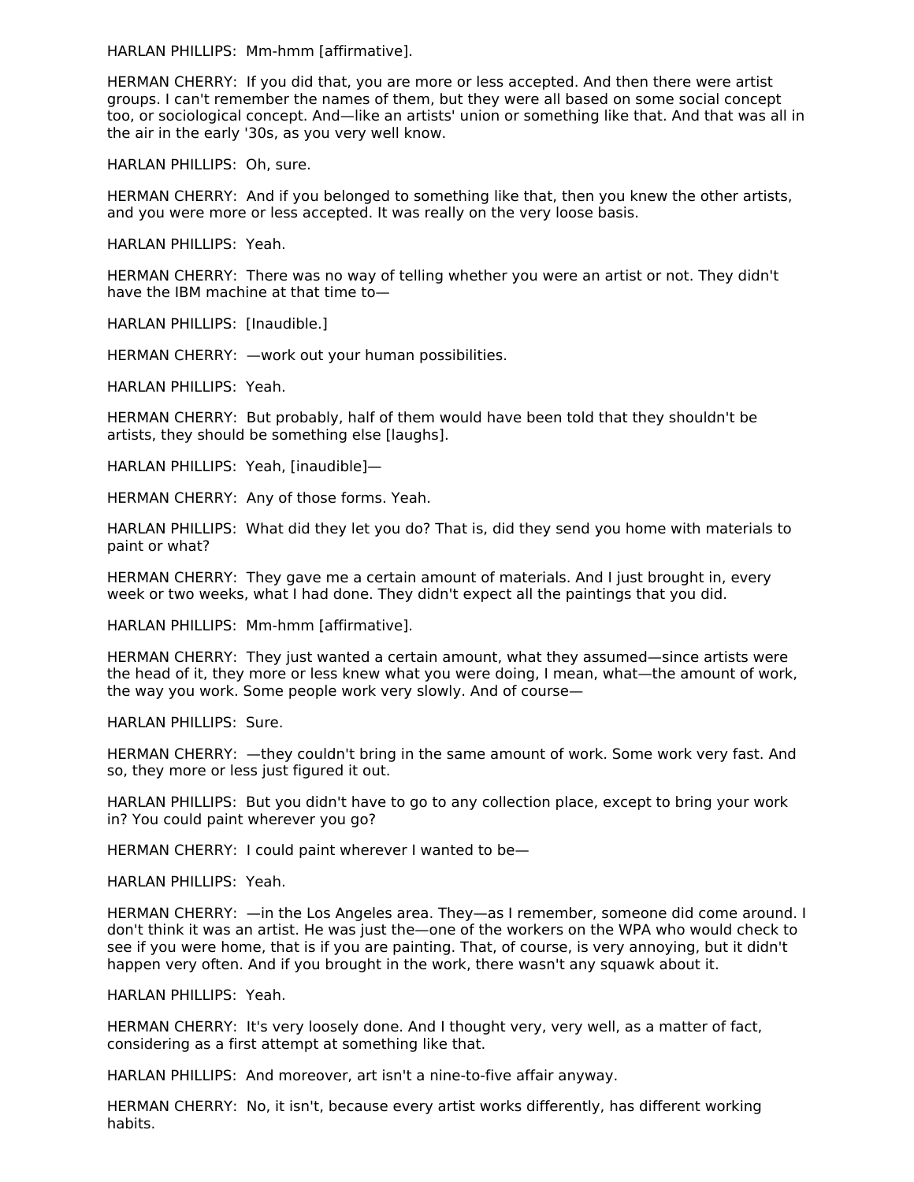HARLAN PHILLIPS: Mm-hmm [affirmative].

HERMAN CHERRY: If you did that, you are more or less accepted. And then there were artist groups. I can't remember the names of them, but they were all based on some social concept too, or sociological concept. And—like an artists' union or something like that. And that was all in the air in the early '30s, as you very well know.

HARLAN PHILLIPS: Oh, sure.

HERMAN CHERRY: And if you belonged to something like that, then you knew the other artists, and you were more or less accepted. It was really on the very loose basis.

HARLAN PHILLIPS: Yeah.

HERMAN CHERRY: There was no way of telling whether you were an artist or not. They didn't have the IBM machine at that time to—

HARLAN PHILLIPS: [Inaudible.]

HERMAN CHERRY: —work out your human possibilities.

HARLAN PHILLIPS: Yeah.

HERMAN CHERRY: But probably, half of them would have been told that they shouldn't be artists, they should be something else [laughs].

HARLAN PHILLIPS: Yeah, [inaudible]—

HERMAN CHERRY: Any of those forms. Yeah.

HARLAN PHILLIPS: What did they let you do? That is, did they send you home with materials to paint or what?

HERMAN CHERRY: They gave me a certain amount of materials. And I just brought in, every week or two weeks, what I had done. They didn't expect all the paintings that you did.

HARLAN PHILLIPS: Mm-hmm [affirmative].

HERMAN CHERRY: They just wanted a certain amount, what they assumed—since artists were the head of it, they more or less knew what you were doing, I mean, what—the amount of work, the way you work. Some people work very slowly. And of course—

HARLAN PHILLIPS: Sure.

HERMAN CHERRY: —they couldn't bring in the same amount of work. Some work very fast. And so, they more or less just figured it out.

HARLAN PHILLIPS: But you didn't have to go to any collection place, except to bring your work in? You could paint wherever you go?

HERMAN CHERRY: I could paint wherever I wanted to be—

HARLAN PHILLIPS: Yeah.

HERMAN CHERRY: —in the Los Angeles area. They—as I remember, someone did come around. I don't think it was an artist. He was just the—one of the workers on the WPA who would check to see if you were home, that is if you are painting. That, of course, is very annoying, but it didn't happen very often. And if you brought in the work, there wasn't any squawk about it.

HARLAN PHILLIPS: Yeah.

HERMAN CHERRY: It's very loosely done. And I thought very, very well, as a matter of fact, considering as a first attempt at something like that.

HARLAN PHILLIPS: And moreover, art isn't a nine-to-five affair anyway.

HERMAN CHERRY: No, it isn't, because every artist works differently, has different working habits.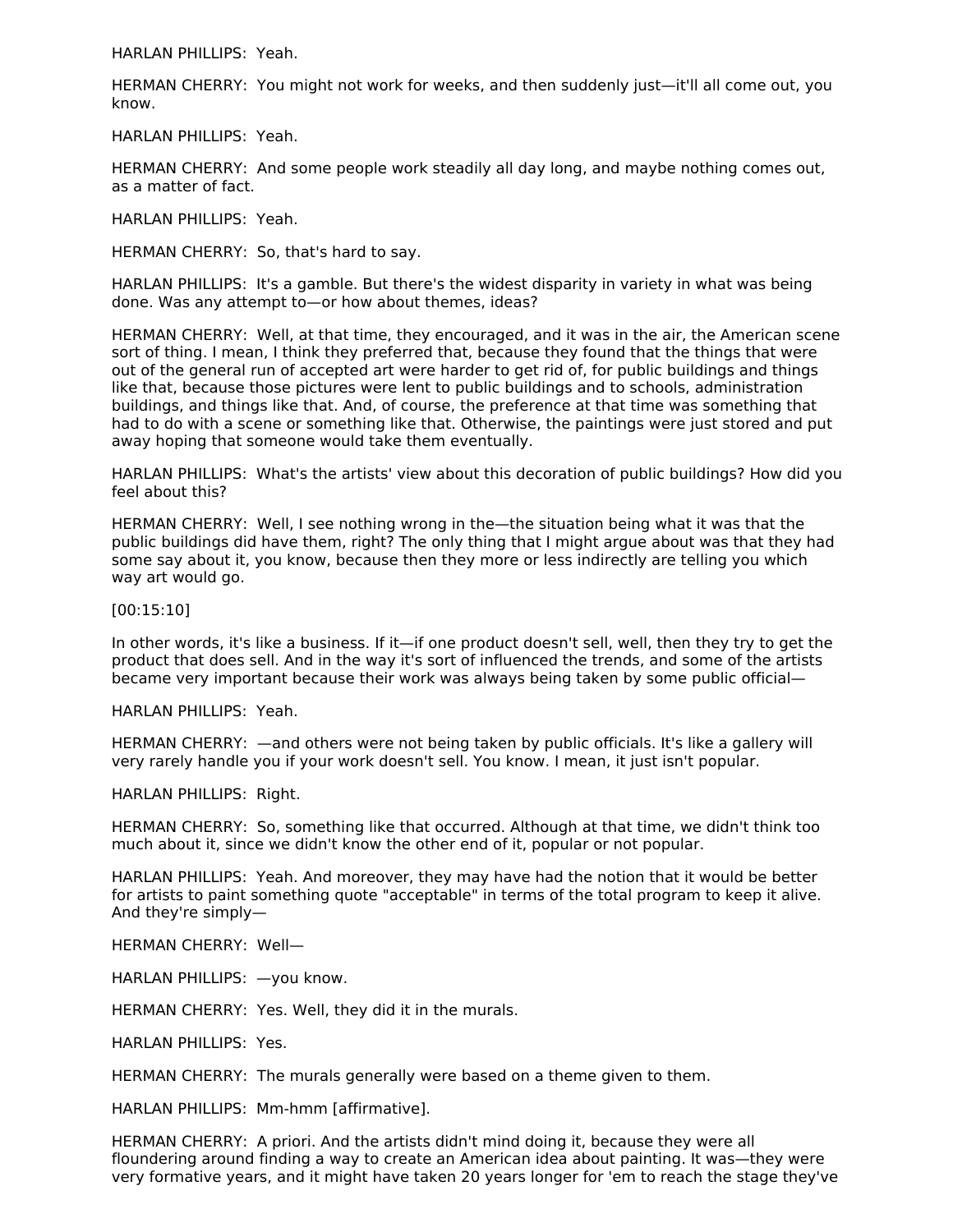HARLAN PHILLIPS:  Yeah.

HERMAN CHERRY:  You might not work for weeks, and then suddenly just—it'll all come out, you know.

HARLAN PHILLIPS:  Yeah.

HERMAN CHERRY:  And some people work steadily all day long, and maybe nothing comes out, as a matter of fact.

HARLAN PHILLIPS:  Yeah.

HERMAN CHERRY:  So, that's hard to say.

HARLAN PHILLIPS:  It's a gamble. But there's the widest disparity in variety in what was being done. Was any attempt to—or how about themes, ideas?

HERMAN CHERRY:  Well, at that time, they encouraged, and it was in the air, the American scene sort of thing. I mean, I think they preferred that, because they found that the things that were out of the general run of accepted art were harder to get rid of, for public buildings and things like that, because those pictures were lent to public buildings and to schools, administration buildings, and things like that. And, of course, the preference at that time was something that had to do with a scene or something like that. Otherwise, the paintings were just stored and put away hoping that someone would take them eventually.

HARLAN PHILLIPS:  What's the artists' view about this decoration of public buildings? How did you feel about this?

HERMAN CHERRY:  Well, I see nothing wrong in the—the situation being what it was that the public buildings did have them, right? The only thing that I might argue about was that they had some say about it, you know, because then they more or less indirectly are telling you which way art would go.

[00:15:10]

In other words, it's like a business. If it—if one product doesn't sell, well, then they try to get the product that does sell. And in the way it's sort of influenced the trends, and some of the artists became very important because their work was always being taken by some public official—

HARLAN PHILLIPS:  Yeah.

HERMAN CHERRY:  —and others were not being taken by public officials. It's like a gallery will very rarely handle you if your work doesn't sell. You know. I mean, it just isn't popular.

HARLAN PHILLIPS:  Right.

HERMAN CHERRY:  So, something like that occurred. Although at that time, we didn't think too much about it, since we didn't know the other end of it, popular or not popular.

HARLAN PHILLIPS:  Yeah. And moreover, they may have had the notion that it would be better for artists to paint something quote "acceptable" in terms of the total program to keep it alive. And they're simply—

HERMAN CHERRY:  Well—

HARLAN PHILLIPS:  —you know.

HERMAN CHERRY:  Yes. Well, they did it in the murals.

HARLAN PHILLIPS:  Yes.

HERMAN CHERRY:  The murals generally were based on a theme given to them.

HARLAN PHILLIPS:  Mm-hmm [affirmative].

HERMAN CHERRY:  A priori. And the artists didn't mind doing it, because they were all floundering around finding a way to create an American idea about painting. It was—they were very formative years, and it might have taken 20 years longer for 'em to reach the stage they've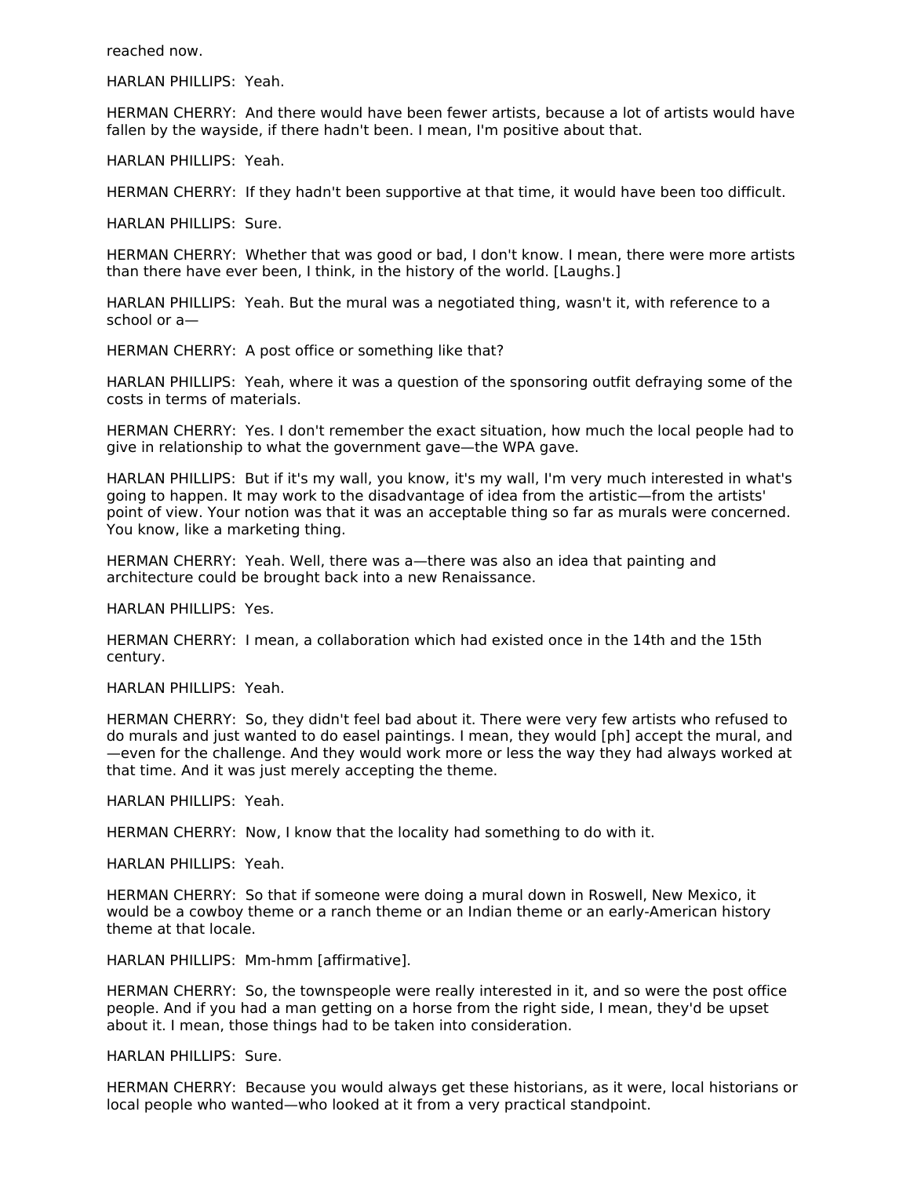reached now.

HARLAN PHILLIPS:  Yeah.

HERMAN CHERRY:  And there would have been fewer artists, because a lot of artists would have fallen by the wayside, if there hadn't been. I mean, I'm positive about that.

HARLAN PHILLIPS:  Yeah.

HERMAN CHERRY:  If they hadn't been supportive at that time, it would have been too difficult.

HARLAN PHILLIPS:  Sure.

HERMAN CHERRY:  Whether that was good or bad, I don't know. I mean, there were more artists than there have ever been, I think, in the history of the world. [Laughs.]

HARLAN PHILLIPS:  Yeah. But the mural was a negotiated thing, wasn't it, with reference to a school or a—

HERMAN CHERRY:  A post office or something like that?

HARLAN PHILLIPS:  Yeah, where it was a question of the sponsoring outfit defraying some of the costs in terms of materials.

HERMAN CHERRY:  Yes. I don't remember the exact situation, how much the local people had to give in relationship to what the government gave—the WPA gave.

HARLAN PHILLIPS:  But if it's my wall, you know, it's my wall, I'm very much interested in what's going to happen. It may work to the disadvantage of idea from the artistic—from the artists' point of view. Your notion was that it was an acceptable thing so far as murals were concerned. You know, like a marketing thing.

HERMAN CHERRY:  Yeah. Well, there was a—there was also an idea that painting and architecture could be brought back into a new Renaissance.

HARLAN PHILLIPS:  Yes.

HERMAN CHERRY:  I mean, a collaboration which had existed once in the 14th and the 15th century.

HARLAN PHILLIPS:  Yeah.

HERMAN CHERRY:  So, they didn't feel bad about it. There were very few artists who refused to do murals and just wanted to do easel paintings. I mean, they would [ph] accept the mural, and—even for the challenge. And they would work more or less the way they had always worked at that time. And it was just merely accepting the theme.

HARLAN PHILLIPS:  Yeah.

HERMAN CHERRY:  Now, I know that the locality had something to do with it.

HARLAN PHILLIPS:  Yeah.

HERMAN CHERRY:  So that if someone were doing a mural down in Roswell, New Mexico, it would be a cowboy theme or a ranch theme or an Indian theme or an early-American history theme at that locale.

HARLAN PHILLIPS:  Mm-hmm [affirmative].

HERMAN CHERRY:  So, the townspeople were really interested in it, and so were the post office people. And if you had a man getting on a horse from the right side, I mean, they'd be upset about it. I mean, those things had to be taken into consideration.

HARLAN PHILLIPS:  Sure.

HERMAN CHERRY:  Because you would always get these historians, as it were, local historians or local people who wanted—who looked at it from a very practical standpoint.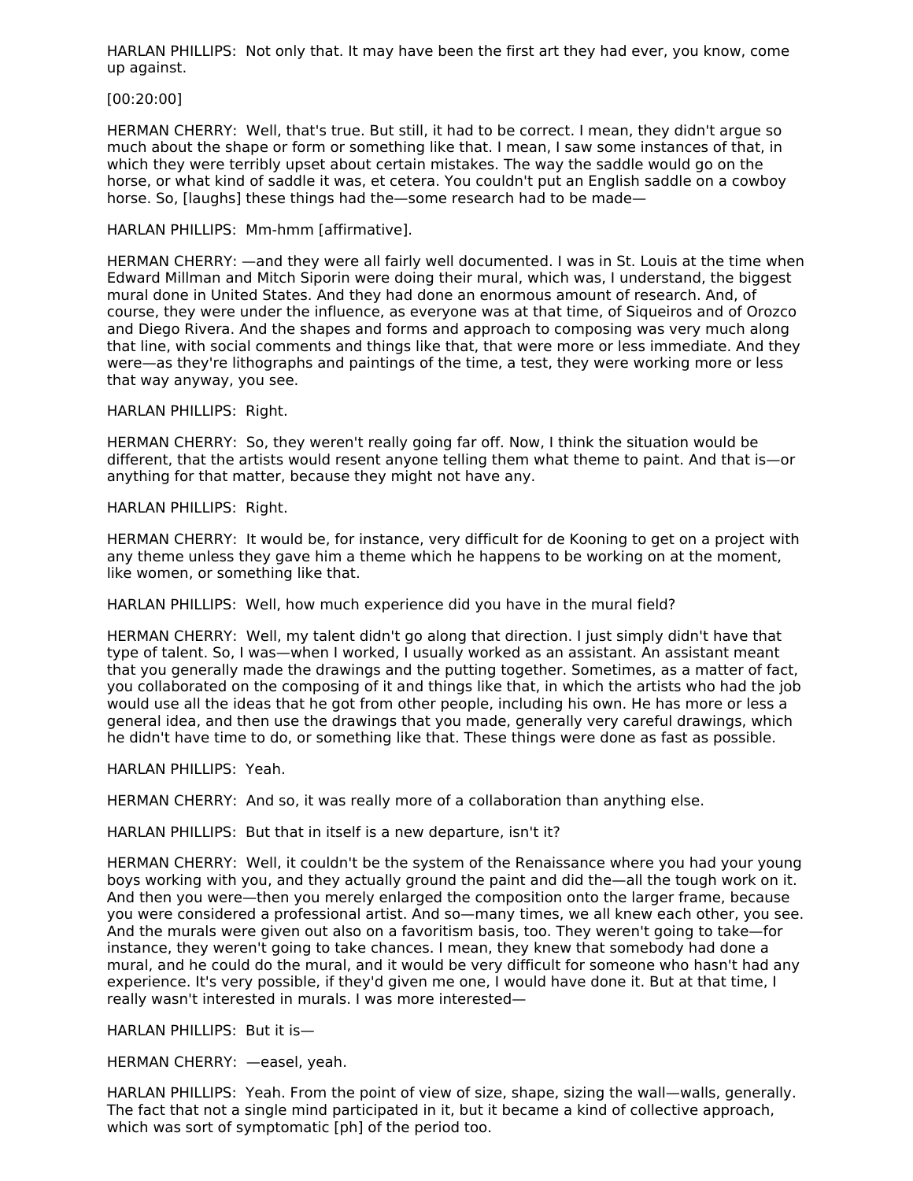HARLAN PHILLIPS:  Not only that. It may have been the first art they had ever, you know, come up against.

[00:20:00]

HERMAN CHERRY:  Well, that's true. But still, it had to be correct. I mean, they didn't argue so much about the shape or form or something like that. I mean, I saw some instances of that, in which they were terribly upset about certain mistakes. The way the saddle would go on the horse, or what kind of saddle it was, et cetera. You couldn't put an English saddle on a cowboy horse. So, [laughs] these things had the—some research had to be made—

HARLAN PHILLIPS:  Mm-hmm [affirmative].

HERMAN CHERRY: —and they were all fairly well documented. I was in St. Louis at the time when Edward Millman and Mitch Siporin were doing their mural, which was, I understand, the biggest mural done in United States. And they had done an enormous amount of research. And, of course, they were under the influence, as everyone was at that time, of Siqueiros and of Orozco and Diego Rivera. And the shapes and forms and approach to composing was very much along that line, with social comments and things like that, that were more or less immediate. And they were—as they're lithographs and paintings of the time, a test, they were working more or less that way anyway, you see.

HARLAN PHILLIPS:  Right.

HERMAN CHERRY:  So, they weren't really going far off. Now, I think the situation would be different, that the artists would resent anyone telling them what theme to paint. And that is—or anything for that matter, because they might not have any.

HARLAN PHILLIPS:  Right.

HERMAN CHERRY:  It would be, for instance, very difficult for de Kooning to get on a project with any theme unless they gave him a theme which he happens to be working on at the moment, like women, or something like that.

HARLAN PHILLIPS:  Well, how much experience did you have in the mural field?

HERMAN CHERRY:  Well, my talent didn't go along that direction. I just simply didn't have that type of talent. So, I was—when I worked, I usually worked as an assistant. An assistant meant that you generally made the drawings and the putting together. Sometimes, as a matter of fact, you collaborated on the composing of it and things like that, in which the artists who had the job would use all the ideas that he got from other people, including his own. He has more or less a general idea, and then use the drawings that you made, generally very careful drawings, which he didn't have time to do, or something like that. These things were done as fast as possible.

HARLAN PHILLIPS:  Yeah.

HERMAN CHERRY:  And so, it was really more of a collaboration than anything else.

HARLAN PHILLIPS:  But that in itself is a new departure, isn't it?

HERMAN CHERRY:  Well, it couldn't be the system of the Renaissance where you had your young boys working with you, and they actually ground the paint and did the—all the tough work on it. And then you were—then you merely enlarged the composition onto the larger frame, because you were considered a professional artist. And so—many times, we all knew each other, you see. And the murals were given out also on a favoritism basis, too. They weren't going to take—for instance, they weren't going to take chances. I mean, they knew that somebody had done a mural, and he could do the mural, and it would be very difficult for someone who hasn't had any experience. It's very possible, if they'd given me one, I would have done it. But at that time, I really wasn't interested in murals. I was more interested—

HARLAN PHILLIPS:  But it is—

HERMAN CHERRY:  —easel, yeah.

HARLAN PHILLIPS:  Yeah. From the point of view of size, shape, sizing the wall—walls, generally. The fact that not a single mind participated in it, but it became a kind of collective approach, which was sort of symptomatic [ph] of the period too.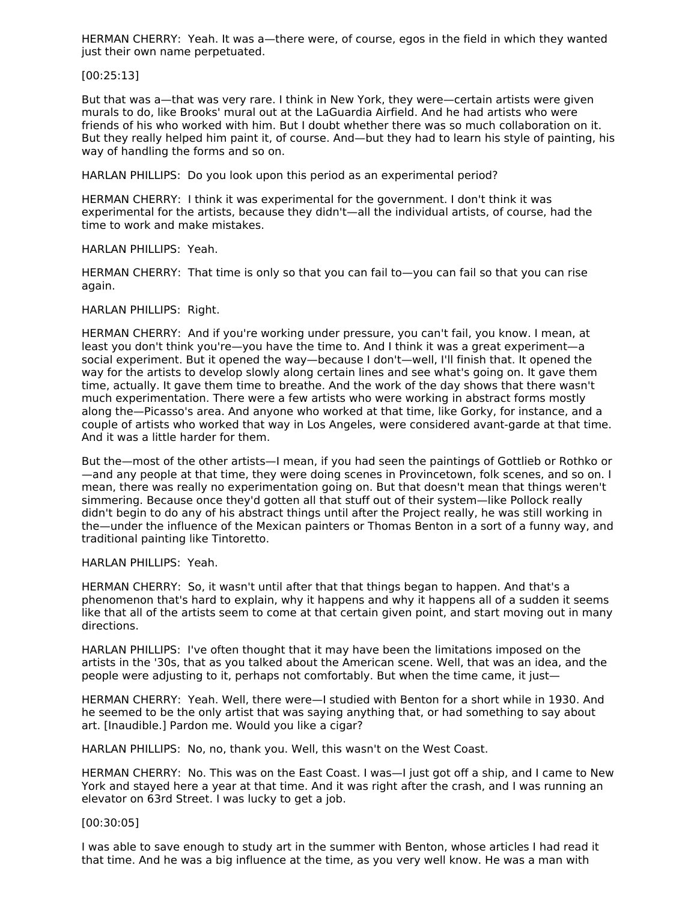HERMAN CHERRY: Yeah. It was a—there were, of course, egos in the field in which they wanted just their own name perpetuated.

[00:25:13]

But that was a—that was very rare. I think in New York, they were—certain artists were given murals to do, like Brooks' mural out at the LaGuardia Airfield. And he had artists who were friends of his who worked with him. But I doubt whether there was so much collaboration on it. But they really helped him paint it, of course. And—but they had to learn his style of painting, his way of handling the forms and so on.

HARLAN PHILLIPS: Do you look upon this period as an experimental period?

HERMAN CHERRY: I think it was experimental for the government. I don't think it was experimental for the artists, because they didn't—all the individual artists, of course, had the time to work and make mistakes.

HARLAN PHILLIPS: Yeah.

HERMAN CHERRY: That time is only so that you can fail to—you can fail so that you can rise again.

HARLAN PHILLIPS: Right.

HERMAN CHERRY: And if you're working under pressure, you can't fail, you know. I mean, at least you don't think you're—you have the time to. And I think it was a great experiment—a social experiment. But it opened the way—because I don't—well, I'll finish that. It opened the way for the artists to develop slowly along certain lines and see what's going on. It gave them time, actually. It gave them time to breathe. And the work of the day shows that there wasn't much experimentation. There were a few artists who were working in abstract forms mostly along the—Picasso's area. And anyone who worked at that time, like Gorky, for instance, and a couple of artists who worked that way in Los Angeles, were considered avant-garde at that time. And it was a little harder for them.

But the—most of the other artists—I mean, if you had seen the paintings of Gottlieb or Rothko or—and any people at that time, they were doing scenes in Provincetown, folk scenes, and so on. I mean, there was really no experimentation going on. But that doesn't mean that things weren't simmering. Because once they'd gotten all that stuff out of their system—like Pollock really didn't begin to do any of his abstract things until after the Project really, he was still working in the—under the influence of the Mexican painters or Thomas Benton in a sort of a funny way, and traditional painting like Tintoretto.

HARLAN PHILLIPS: Yeah.

HERMAN CHERRY: So, it wasn't until after that that things began to happen. And that's a phenomenon that's hard to explain, why it happens and why it happens all of a sudden it seems like that all of the artists seem to come at that certain given point, and start moving out in many directions.

HARLAN PHILLIPS: I've often thought that it may have been the limitations imposed on the artists in the '30s, that as you talked about the American scene. Well, that was an idea, and the people were adjusting to it, perhaps not comfortably. But when the time came, it just—

HERMAN CHERRY: Yeah. Well, there were—I studied with Benton for a short while in 1930. And he seemed to be the only artist that was saying anything that, or had something to say about art. [Inaudible.] Pardon me. Would you like a cigar?

HARLAN PHILLIPS: No, no, thank you. Well, this wasn't on the West Coast.

HERMAN CHERRY: No. This was on the East Coast. I was—I just got off a ship, and I came to New York and stayed here a year at that time. And it was right after the crash, and I was running an elevator on 63rd Street. I was lucky to get a job.

[00:30:05]

I was able to save enough to study art in the summer with Benton, whose articles I had read it that time. And he was a big influence at the time, as you very well know. He was a man with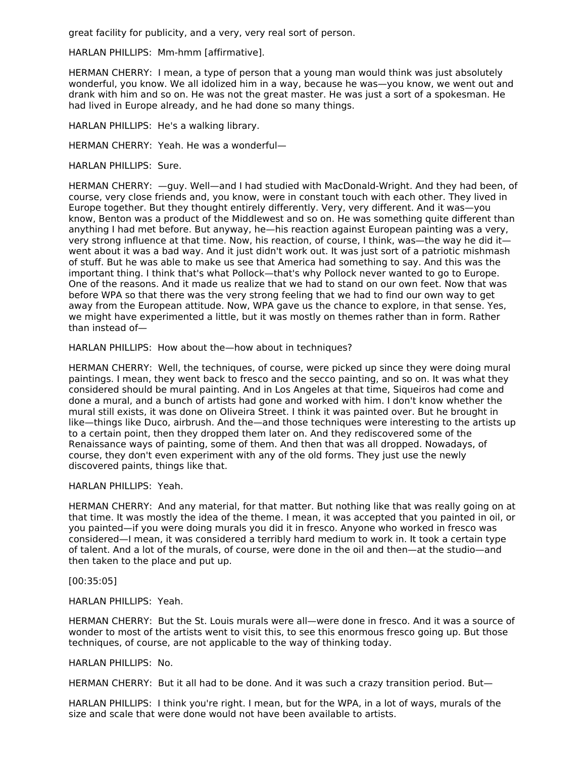great facility for publicity, and a very, very real sort of person.

HARLAN PHILLIPS: Mm-hmm [affirmative].

HERMAN CHERRY: I mean, a type of person that a young man would think was just absolutely wonderful, you know. We all idolized him in a way, because he was—you know, we went out and drank with him and so on. He was not the great master. He was just a sort of a spokesman. He had lived in Europe already, and he had done so many things.

HARLAN PHILLIPS: He's a walking library.

HERMAN CHERRY: Yeah. He was a wonderful—

HARLAN PHILLIPS: Sure.

HERMAN CHERRY: —guy. Well—and I had studied with MacDonald-Wright. And they had been, of course, very close friends and, you know, were in constant touch with each other. They lived in Europe together. But they thought entirely differently. Very, very different. And it was—you know, Benton was a product of the Middlewest and so on. He was something quite different than anything I had met before. But anyway, he—his reaction against European painting was a very, very strong influence at that time. Now, his reaction, of course, I think, was—the way he did it—went about it was a bad way. And it just didn't work out. It was just sort of a patriotic mishmash of stuff. But he was able to make us see that America had something to say. And this was the important thing. I think that's what Pollock—that's why Pollock never wanted to go to Europe. One of the reasons. And it made us realize that we had to stand on our own feet. Now that was before WPA so that there was the very strong feeling that we had to find our own way to get away from the European attitude. Now, WPA gave us the chance to explore, in that sense. Yes, we might have experimented a little, but it was mostly on themes rather than in form. Rather than instead of—

HARLAN PHILLIPS: How about the—how about in techniques?

HERMAN CHERRY: Well, the techniques, of course, were picked up since they were doing mural paintings. I mean, they went back to fresco and the secco painting, and so on. It was what they considered should be mural painting. And in Los Angeles at that time, Siqueiros had come and done a mural, and a bunch of artists had gone and worked with him. I don't know whether the mural still exists, it was done on Oliveira Street. I think it was painted over. But he brought in like—things like Duco, airbrush. And the—and those techniques were interesting to the artists up to a certain point, then they dropped them later on. And they rediscovered some of the Renaissance ways of painting, some of them. And then that was all dropped. Nowadays, of course, they don't even experiment with any of the old forms. They just use the newly discovered paints, things like that.

HARLAN PHILLIPS: Yeah.

HERMAN CHERRY: And any material, for that matter. But nothing like that was really going on at that time. It was mostly the idea of the theme. I mean, it was accepted that you painted in oil, or you painted—if you were doing murals you did it in fresco. Anyone who worked in fresco was considered—I mean, it was considered a terribly hard medium to work in. It took a certain type of talent. And a lot of the murals, of course, were done in the oil and then—at the studio—and then taken to the place and put up.

[00:35:05]

HARLAN PHILLIPS: Yeah.

HERMAN CHERRY: But the St. Louis murals were all—were done in fresco. And it was a source of wonder to most of the artists went to visit this, to see this enormous fresco going up. But those techniques, of course, are not applicable to the way of thinking today.

HARLAN PHILLIPS: No.

HERMAN CHERRY: But it all had to be done. And it was such a crazy transition period. But—

HARLAN PHILLIPS: I think you're right. I mean, but for the WPA, in a lot of ways, murals of the size and scale that were done would not have been available to artists.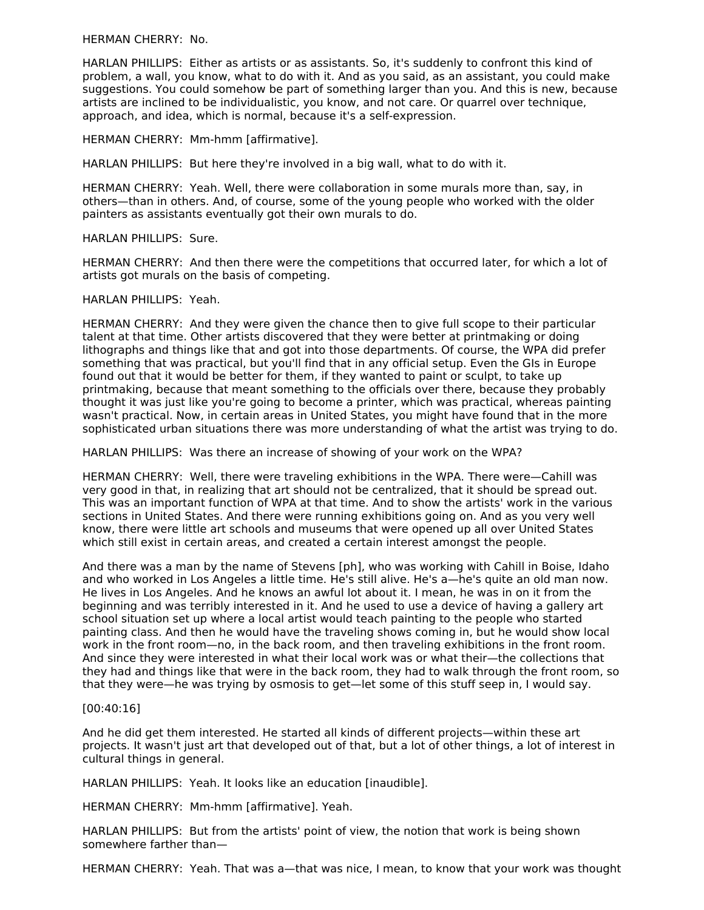HERMAN CHERRY: No.

HARLAN PHILLIPS: Either as artists or as assistants. So, it's suddenly to confront this kind of problem, a wall, you know, what to do with it. And as you said, as an assistant, you could make suggestions. You could somehow be part of something larger than you. And this is new, because artists are inclined to be individualistic, you know, and not care. Or quarrel over technique, approach, and idea, which is normal, because it's a self-expression.

HERMAN CHERRY: Mm-hmm [affirmative].

HARLAN PHILLIPS: But here they're involved in a big wall, what to do with it.

HERMAN CHERRY: Yeah. Well, there were collaboration in some murals more than, say, in others—than in others. And, of course, some of the young people who worked with the older painters as assistants eventually got their own murals to do.

HARLAN PHILLIPS: Sure.

HERMAN CHERRY: And then there were the competitions that occurred later, for which a lot of artists got murals on the basis of competing.

HARLAN PHILLIPS: Yeah.

HERMAN CHERRY: And they were given the chance then to give full scope to their particular talent at that time. Other artists discovered that they were better at printmaking or doing lithographs and things like that and got into those departments. Of course, the WPA did prefer something that was practical, but you'll find that in any official setup. Even the GIs in Europe found out that it would be better for them, if they wanted to paint or sculpt, to take up printmaking, because that meant something to the officials over there, because they probably thought it was just like you're going to become a printer, which was practical, whereas painting wasn't practical. Now, in certain areas in United States, you might have found that in the more sophisticated urban situations there was more understanding of what the artist was trying to do.

HARLAN PHILLIPS: Was there an increase of showing of your work on the WPA?

HERMAN CHERRY: Well, there were traveling exhibitions in the WPA. There were—Cahill was very good in that, in realizing that art should not be centralized, that it should be spread out. This was an important function of WPA at that time. And to show the artists' work in the various sections in United States. And there were running exhibitions going on. And as you very well know, there were little art schools and museums that were opened up all over United States which still exist in certain areas, and created a certain interest amongst the people.

And there was a man by the name of Stevens [ph], who was working with Cahill in Boise, Idaho and who worked in Los Angeles a little time. He's still alive. He's a—he's quite an old man now. He lives in Los Angeles. And he knows an awful lot about it. I mean, he was in on it from the beginning and was terribly interested in it. And he used to use a device of having a gallery art school situation set up where a local artist would teach painting to the people who started painting class. And then he would have the traveling shows coming in, but he would show local work in the front room—no, in the back room, and then traveling exhibitions in the front room. And since they were interested in what their local work was or what their—the collections that they had and things like that were in the back room, they had to walk through the front room, so that they were—he was trying by osmosis to get—let some of this stuff seep in, I would say.

[00:40:16]

And he did get them interested. He started all kinds of different projects—within these art projects. It wasn't just art that developed out of that, but a lot of other things, a lot of interest in cultural things in general.

HARLAN PHILLIPS: Yeah. It looks like an education [inaudible].

HERMAN CHERRY: Mm-hmm [affirmative]. Yeah.

HARLAN PHILLIPS: But from the artists' point of view, the notion that work is being shown somewhere farther than—

HERMAN CHERRY: Yeah. That was a—that was nice, I mean, to know that your work was thought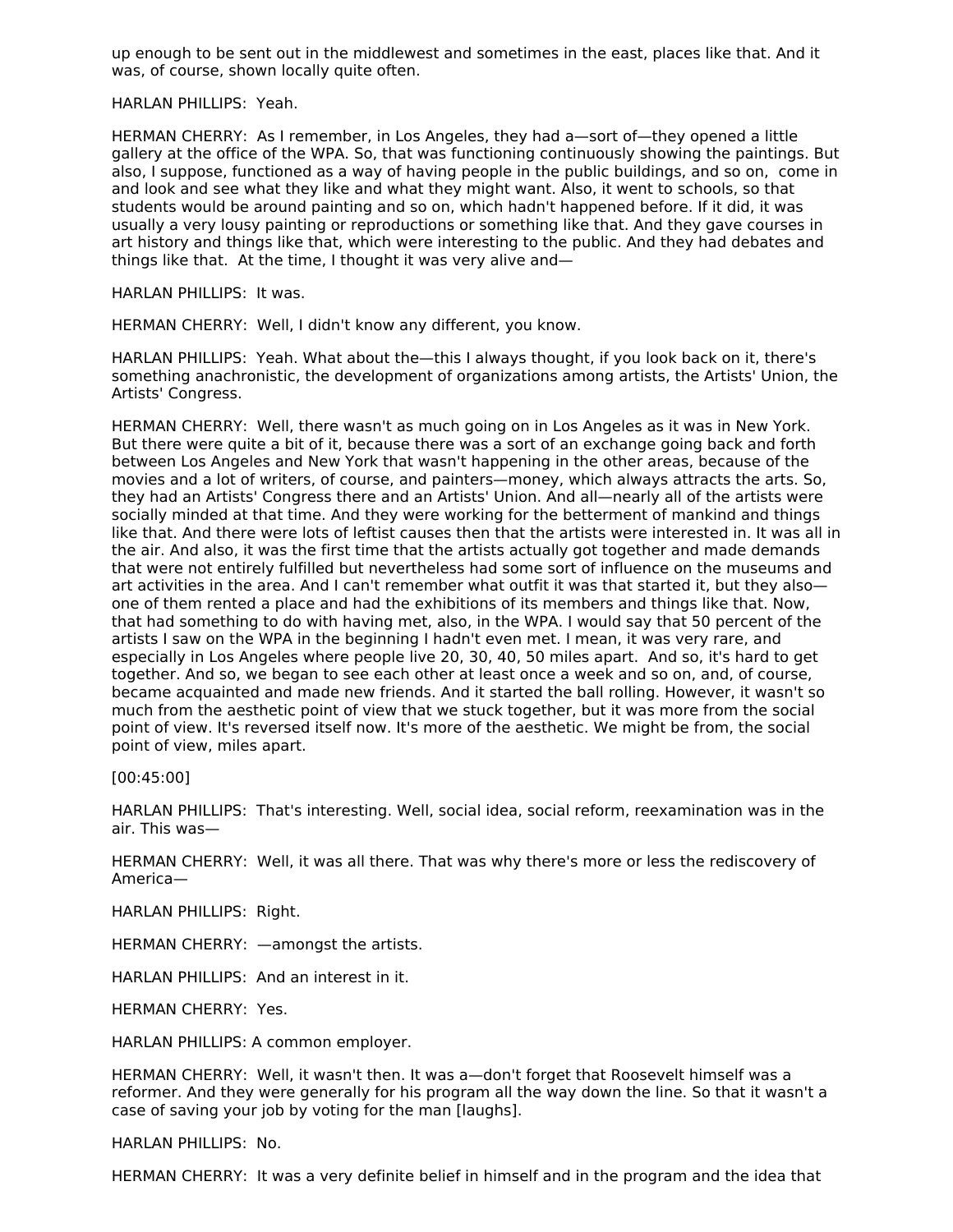up enough to be sent out in the middlewest and sometimes in the east, places like that. And it was, of course, shown locally quite often.

HARLAN PHILLIPS: Yeah.

HERMAN CHERRY: As I remember, in Los Angeles, they had a—sort of—they opened a little gallery at the office of the WPA. So, that was functioning continuously showing the paintings. But also, I suppose, functioned as a way of having people in the public buildings, and so on, come in and look and see what they like and what they might want. Also, it went to schools, so that students would be around painting and so on, which hadn't happened before. If it did, it was usually a very lousy painting or reproductions or something like that. And they gave courses in art history and things like that, which were interesting to the public. And they had debates and things like that. At the time, I thought it was very alive and—

HARLAN PHILLIPS: It was.

HERMAN CHERRY: Well, I didn't know any different, you know.

HARLAN PHILLIPS: Yeah. What about the—this I always thought, if you look back on it, there's something anachronistic, the development of organizations among artists, the Artists' Union, the Artists' Congress.

HERMAN CHERRY: Well, there wasn't as much going on in Los Angeles as it was in New York. But there were quite a bit of it, because there was a sort of an exchange going back and forth between Los Angeles and New York that wasn't happening in the other areas, because of the movies and a lot of writers, of course, and painters—money, which always attracts the arts. So, they had an Artists' Congress there and an Artists' Union. And all—nearly all of the artists were socially minded at that time. And they were working for the betterment of mankind and things like that. And there were lots of leftist causes then that the artists were interested in. It was all in the air. And also, it was the first time that the artists actually got together and made demands that were not entirely fulfilled but nevertheless had some sort of influence on the museums and art activities in the area. And I can't remember what outfit it was that started it, but they also—one of them rented a place and had the exhibitions of its members and things like that. Now, that had something to do with having met, also, in the WPA. I would say that 50 percent of the artists I saw on the WPA in the beginning I hadn't even met. I mean, it was very rare, and especially in Los Angeles where people live 20, 30, 40, 50 miles apart. And so, it's hard to get together. And so, we began to see each other at least once a week and so on, and, of course, became acquainted and made new friends. And it started the ball rolling. However, it wasn't so much from the aesthetic point of view that we stuck together, but it was more from the social point of view. It's reversed itself now. It's more of the aesthetic. We might be from, the social point of view, miles apart.

[00:45:00]

HARLAN PHILLIPS: That's interesting. Well, social idea, social reform, reexamination was in the air. This was—

HERMAN CHERRY: Well, it was all there. That was why there's more or less the rediscovery of America—

HARLAN PHILLIPS: Right.

HERMAN CHERRY: —amongst the artists.

HARLAN PHILLIPS: And an interest in it.

HERMAN CHERRY: Yes.

HARLAN PHILLIPS: A common employer.

HERMAN CHERRY: Well, it wasn't then. It was a—don't forget that Roosevelt himself was a reformer. And they were generally for his program all the way down the line. So that it wasn't a case of saving your job by voting for the man [laughs].

HARLAN PHILLIPS: No.

HERMAN CHERRY: It was a very definite belief in himself and in the program and the idea that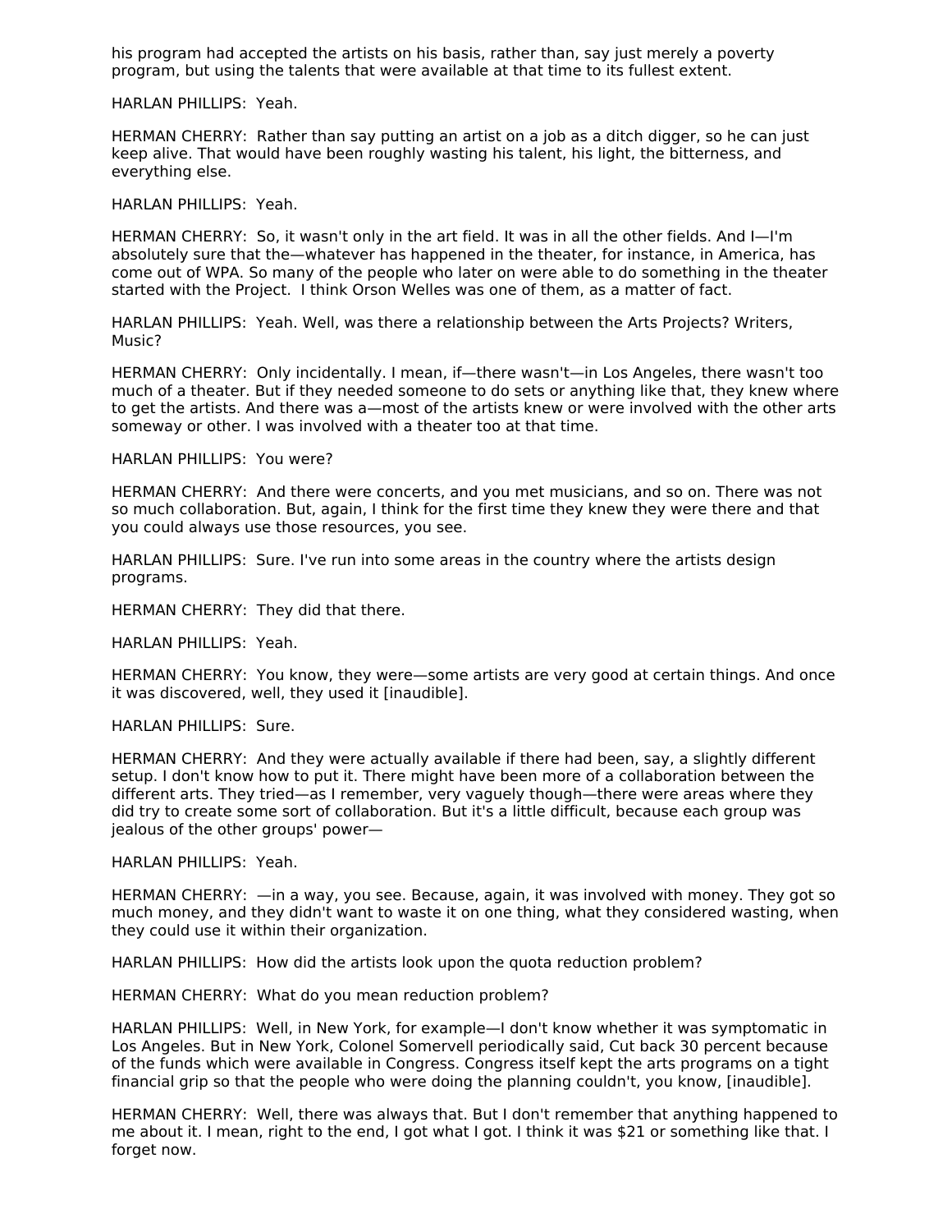his program had accepted the artists on his basis, rather than, say just merely a poverty program, but using the talents that were available at that time to its fullest extent.

HARLAN PHILLIPS: Yeah.

HERMAN CHERRY: Rather than say putting an artist on a job as a ditch digger, so he can just keep alive. That would have been roughly wasting his talent, his light, the bitterness, and everything else.

HARLAN PHILLIPS: Yeah.

HERMAN CHERRY: So, it wasn't only in the art field. It was in all the other fields. And I—I'm absolutely sure that the—whatever has happened in the theater, for instance, in America, has come out of WPA. So many of the people who later on were able to do something in the theater started with the Project. I think Orson Welles was one of them, as a matter of fact.

HARLAN PHILLIPS: Yeah. Well, was there a relationship between the Arts Projects? Writers, Music?

HERMAN CHERRY: Only incidentally. I mean, if—there wasn't—in Los Angeles, there wasn't too much of a theater. But if they needed someone to do sets or anything like that, they knew where to get the artists. And there was a—most of the artists knew or were involved with the other arts someway or other. I was involved with a theater too at that time.

HARLAN PHILLIPS: You were?

HERMAN CHERRY: And there were concerts, and you met musicians, and so on. There was not so much collaboration. But, again, I think for the first time they knew they were there and that you could always use those resources, you see.

HARLAN PHILLIPS: Sure. I've run into some areas in the country where the artists design programs.

HERMAN CHERRY: They did that there.

HARLAN PHILLIPS: Yeah.

HERMAN CHERRY: You know, they were—some artists are very good at certain things. And once it was discovered, well, they used it [inaudible].

HARLAN PHILLIPS: Sure.

HERMAN CHERRY: And they were actually available if there had been, say, a slightly different setup. I don't know how to put it. There might have been more of a collaboration between the different arts. They tried—as I remember, very vaguely though—there were areas where they did try to create some sort of collaboration. But it's a little difficult, because each group was jealous of the other groups' power—

HARLAN PHILLIPS: Yeah.

HERMAN CHERRY: —in a way, you see. Because, again, it was involved with money. They got so much money, and they didn't want to waste it on one thing, what they considered wasting, when they could use it within their organization.

HARLAN PHILLIPS: How did the artists look upon the quota reduction problem?

HERMAN CHERRY: What do you mean reduction problem?

HARLAN PHILLIPS: Well, in New York, for example—I don't know whether it was symptomatic in Los Angeles. But in New York, Colonel Somervell periodically said, Cut back 30 percent because of the funds which were available in Congress. Congress itself kept the arts programs on a tight financial grip so that the people who were doing the planning couldn't, you know, [inaudible].

HERMAN CHERRY: Well, there was always that. But I don't remember that anything happened to me about it. I mean, right to the end, I got what I got. I think it was $21 or something like that. I forget now.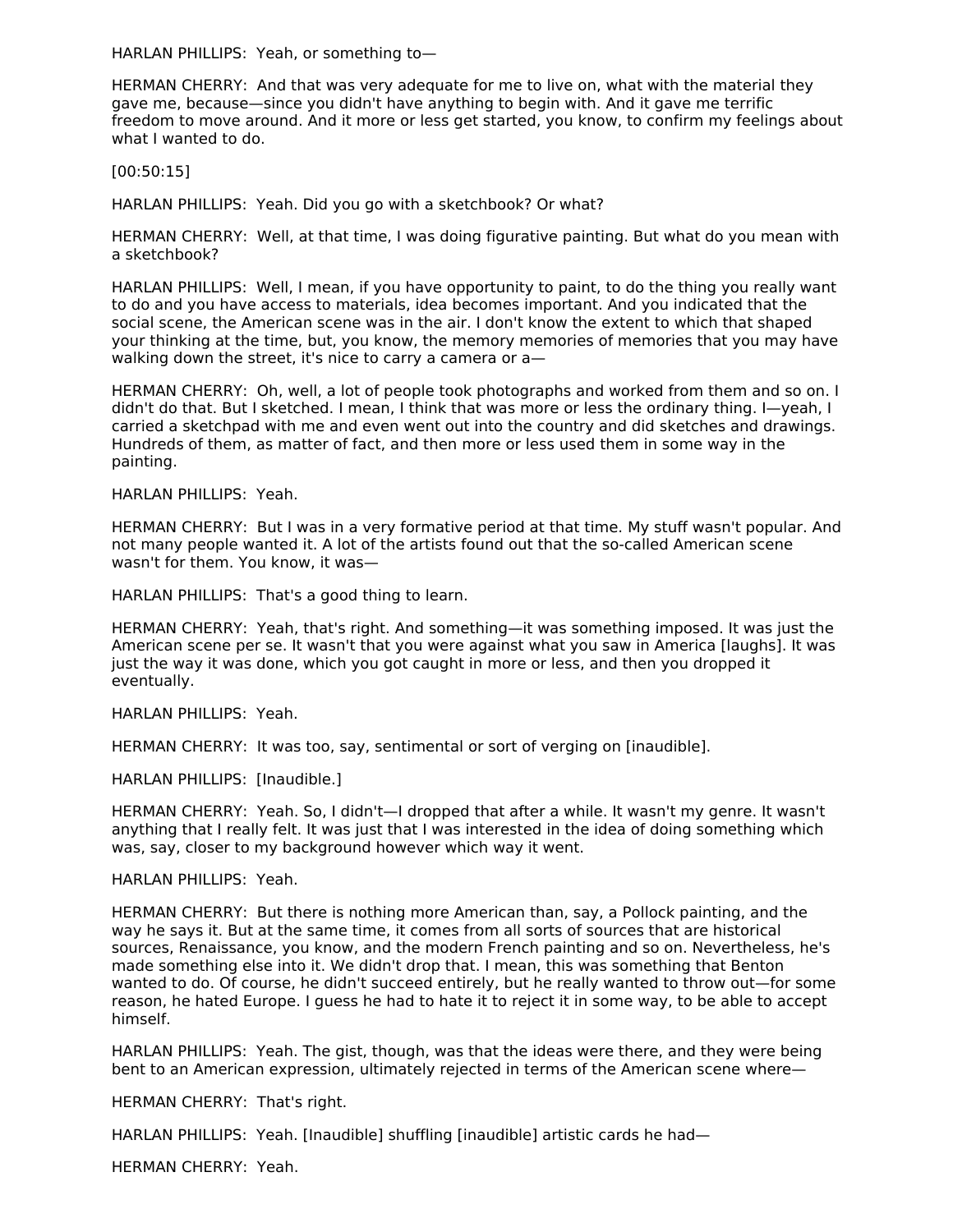HARLAN PHILLIPS:  Yeah, or something to—

HERMAN CHERRY:  And that was very adequate for me to live on, what with the material they gave me, because—since you didn't have anything to begin with. And it gave me terrific freedom to move around. And it more or less get started, you know, to confirm my feelings about what I wanted to do.

[00:50:15]

HARLAN PHILLIPS:  Yeah. Did you go with a sketchbook? Or what?

HERMAN CHERRY:  Well, at that time, I was doing figurative painting. But what do you mean with a sketchbook?

HARLAN PHILLIPS:  Well, I mean, if you have opportunity to paint, to do the thing you really want to do and you have access to materials, idea becomes important. And you indicated that the social scene, the American scene was in the air. I don't know the extent to which that shaped your thinking at the time, but, you know, the memory memories of memories that you may have walking down the street, it's nice to carry a camera or a—

HERMAN CHERRY:  Oh, well, a lot of people took photographs and worked from them and so on. I didn't do that. But I sketched. I mean, I think that was more or less the ordinary thing. I—yeah, I carried a sketchpad with me and even went out into the country and did sketches and drawings. Hundreds of them, as matter of fact, and then more or less used them in some way in the painting.

HARLAN PHILLIPS:  Yeah.

HERMAN CHERRY:  But I was in a very formative period at that time. My stuff wasn't popular. And not many people wanted it. A lot of the artists found out that the so-called American scene wasn't for them. You know, it was—

HARLAN PHILLIPS:  That's a good thing to learn.

HERMAN CHERRY:  Yeah, that's right. And something—it was something imposed. It was just the American scene per se. It wasn't that you were against what you saw in America [laughs]. It was just the way it was done, which you got caught in more or less, and then you dropped it eventually.

HARLAN PHILLIPS:  Yeah.

HERMAN CHERRY:  It was too, say, sentimental or sort of verging on [inaudible].

HARLAN PHILLIPS:  [Inaudible.]

HERMAN CHERRY:  Yeah. So, I didn't—I dropped that after a while. It wasn't my genre. It wasn't anything that I really felt. It was just that I was interested in the idea of doing something which was, say, closer to my background however which way it went.

HARLAN PHILLIPS:  Yeah.

HERMAN CHERRY:  But there is nothing more American than, say, a Pollock painting, and the way he says it. But at the same time, it comes from all sorts of sources that are historical sources, Renaissance, you know, and the modern French painting and so on. Nevertheless, he's made something else into it. We didn't drop that. I mean, this was something that Benton wanted to do. Of course, he didn't succeed entirely, but he really wanted to throw out—for some reason, he hated Europe. I guess he had to hate it to reject it in some way, to be able to accept himself.

HARLAN PHILLIPS:  Yeah. The gist, though, was that the ideas were there, and they were being bent to an American expression, ultimately rejected in terms of the American scene where—

HERMAN CHERRY:  That's right.

HARLAN PHILLIPS:  Yeah. [Inaudible] shuffling [inaudible] artistic cards he had—

HERMAN CHERRY:  Yeah.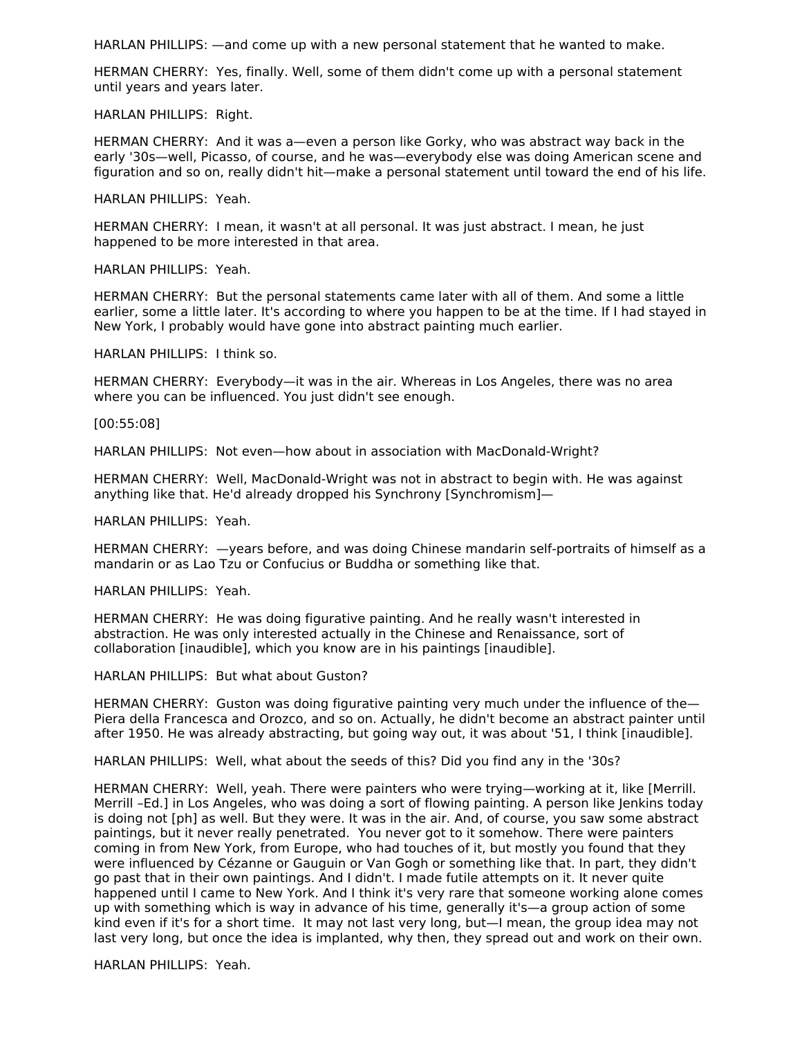HARLAN PHILLIPS: —and come up with a new personal statement that he wanted to make.

HERMAN CHERRY: Yes, finally. Well, some of them didn't come up with a personal statement until years and years later.

HARLAN PHILLIPS: Right.

HERMAN CHERRY: And it was a—even a person like Gorky, who was abstract way back in the early '30s—well, Picasso, of course, and he was—everybody else was doing American scene and figuration and so on, really didn't hit—make a personal statement until toward the end of his life.

HARLAN PHILLIPS: Yeah.

HERMAN CHERRY: I mean, it wasn't at all personal. It was just abstract. I mean, he just happened to be more interested in that area.

HARLAN PHILLIPS: Yeah.

HERMAN CHERRY: But the personal statements came later with all of them. And some a little earlier, some a little later. It's according to where you happen to be at the time. If I had stayed in New York, I probably would have gone into abstract painting much earlier.

HARLAN PHILLIPS: I think so.

HERMAN CHERRY: Everybody—it was in the air. Whereas in Los Angeles, there was no area where you can be influenced. You just didn't see enough.

[00:55:08]

HARLAN PHILLIPS: Not even—how about in association with MacDonald-Wright?

HERMAN CHERRY: Well, MacDonald-Wright was not in abstract to begin with. He was against anything like that. He'd already dropped his Synchrony [Synchromism]—

HARLAN PHILLIPS: Yeah.

HERMAN CHERRY: —years before, and was doing Chinese mandarin self-portraits of himself as a mandarin or as Lao Tzu or Confucius or Buddha or something like that.

HARLAN PHILLIPS: Yeah.

HERMAN CHERRY: He was doing figurative painting. And he really wasn't interested in abstraction. He was only interested actually in the Chinese and Renaissance, sort of collaboration [inaudible], which you know are in his paintings [inaudible].

HARLAN PHILLIPS: But what about Guston?

HERMAN CHERRY: Guston was doing figurative painting very much under the influence of the—Piera della Francesca and Orozco, and so on. Actually, he didn't become an abstract painter until after 1950. He was already abstracting, but going way out, it was about '51, I think [inaudible].

HARLAN PHILLIPS: Well, what about the seeds of this? Did you find any in the '30s?

HERMAN CHERRY: Well, yeah. There were painters who were trying—working at it, like [Merrill. Merrill –Ed.] in Los Angeles, who was doing a sort of flowing painting. A person like Jenkins today is doing not [ph] as well. But they were. It was in the air. And, of course, you saw some abstract paintings, but it never really penetrated. You never got to it somehow. There were painters coming in from New York, from Europe, who had touches of it, but mostly you found that they were influenced by Cézanne or Gauguin or Van Gogh or something like that. In part, they didn't go past that in their own paintings. And I didn't. I made futile attempts on it. It never quite happened until I came to New York. And I think it's very rare that someone working alone comes up with something which is way in advance of his time, generally it's—a group action of some kind even if it's for a short time. It may not last very long, but—I mean, the group idea may not last very long, but once the idea is implanted, why then, they spread out and work on their own.

HARLAN PHILLIPS: Yeah.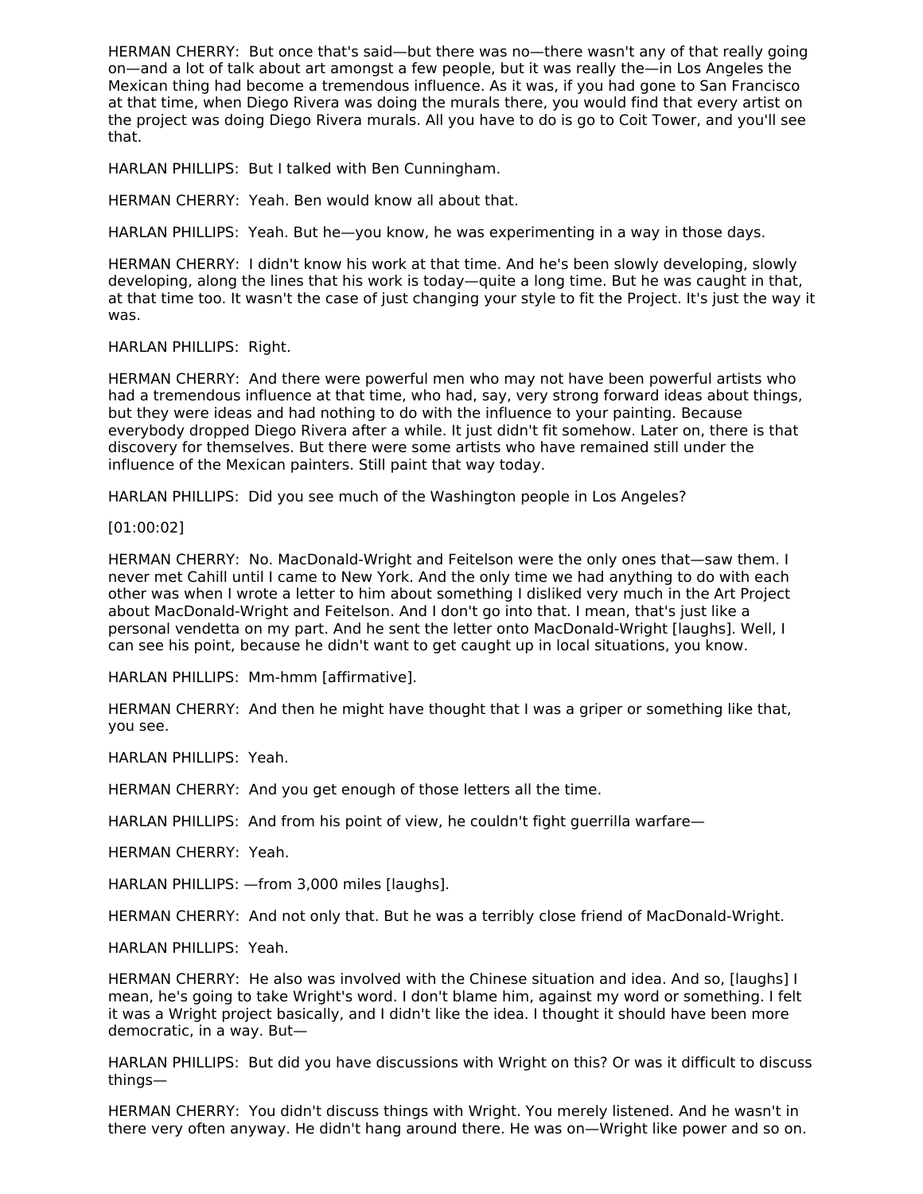HERMAN CHERRY: But once that's said—but there was no—there wasn't any of that really going on—and a lot of talk about art amongst a few people, but it was really the—in Los Angeles the Mexican thing had become a tremendous influence. As it was, if you had gone to San Francisco at that time, when Diego Rivera was doing the murals there, you would find that every artist on the project was doing Diego Rivera murals. All you have to do is go to Coit Tower, and you'll see that.

HARLAN PHILLIPS: But I talked with Ben Cunningham.

HERMAN CHERRY: Yeah. Ben would know all about that.

HARLAN PHILLIPS: Yeah. But he—you know, he was experimenting in a way in those days.

HERMAN CHERRY: I didn't know his work at that time. And he's been slowly developing, slowly developing, along the lines that his work is today—quite a long time. But he was caught in that, at that time too. It wasn't the case of just changing your style to fit the Project. It's just the way it was.

HARLAN PHILLIPS: Right.

HERMAN CHERRY: And there were powerful men who may not have been powerful artists who had a tremendous influence at that time, who had, say, very strong forward ideas about things, but they were ideas and had nothing to do with the influence to your painting. Because everybody dropped Diego Rivera after a while. It just didn't fit somehow. Later on, there is that discovery for themselves. But there were some artists who have remained still under the influence of the Mexican painters. Still paint that way today.

HARLAN PHILLIPS: Did you see much of the Washington people in Los Angeles?

[01:00:02]

HERMAN CHERRY: No. MacDonald-Wright and Feitelson were the only ones that—saw them. I never met Cahill until I came to New York. And the only time we had anything to do with each other was when I wrote a letter to him about something I disliked very much in the Art Project about MacDonald-Wright and Feitelson. And I don't go into that. I mean, that's just like a personal vendetta on my part. And he sent the letter onto MacDonald-Wright [laughs]. Well, I can see his point, because he didn't want to get caught up in local situations, you know.

HARLAN PHILLIPS: Mm-hmm [affirmative].

HERMAN CHERRY: And then he might have thought that I was a griper or something like that, you see.

HARLAN PHILLIPS: Yeah.

HERMAN CHERRY: And you get enough of those letters all the time.

HARLAN PHILLIPS: And from his point of view, he couldn't fight guerrilla warfare—

HERMAN CHERRY: Yeah.

HARLAN PHILLIPS: —from 3,000 miles [laughs].

HERMAN CHERRY: And not only that. But he was a terribly close friend of MacDonald-Wright.

HARLAN PHILLIPS: Yeah.

HERMAN CHERRY: He also was involved with the Chinese situation and idea. And so, [laughs] I mean, he's going to take Wright's word. I don't blame him, against my word or something. I felt it was a Wright project basically, and I didn't like the idea. I thought it should have been more democratic, in a way. But—

HARLAN PHILLIPS: But did you have discussions with Wright on this? Or was it difficult to discuss things—

HERMAN CHERRY: You didn't discuss things with Wright. You merely listened. And he wasn't in there very often anyway. He didn't hang around there. He was on—Wright like power and so on.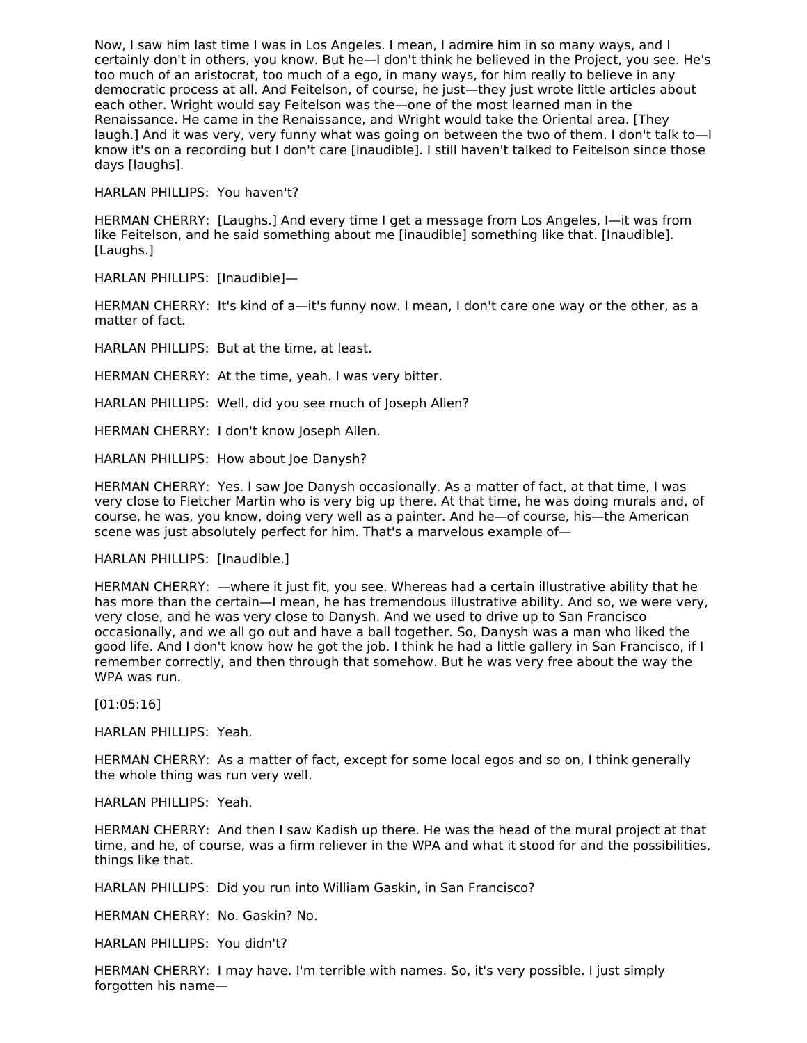Now, I saw him last time I was in Los Angeles. I mean, I admire him in so many ways, and I certainly don't in others, you know. But he—I don't think he believed in the Project, you see. He's too much of an aristocrat, too much of a ego, in many ways, for him really to believe in any democratic process at all. And Feitelson, of course, he just—they just wrote little articles about each other. Wright would say Feitelson was the—one of the most learned man in the Renaissance. He came in the Renaissance, and Wright would take the Oriental area. [They laugh.] And it was very, very funny what was going on between the two of them. I don't talk to—I know it's on a recording but I don't care [inaudible]. I still haven't talked to Feitelson since those days [laughs].

HARLAN PHILLIPS: You haven't?

HERMAN CHERRY: [Laughs.] And every time I get a message from Los Angeles, I—it was from like Feitelson, and he said something about me [inaudible] something like that. [Inaudible]. [Laughs.]

HARLAN PHILLIPS: [Inaudible]—

HERMAN CHERRY: It's kind of a—it's funny now. I mean, I don't care one way or the other, as a matter of fact.

HARLAN PHILLIPS: But at the time, at least.

HERMAN CHERRY: At the time, yeah. I was very bitter.

HARLAN PHILLIPS: Well, did you see much of Joseph Allen?

HERMAN CHERRY: I don't know Joseph Allen.

HARLAN PHILLIPS: How about Joe Danysh?

HERMAN CHERRY: Yes. I saw Joe Danysh occasionally. As a matter of fact, at that time, I was very close to Fletcher Martin who is very big up there. At that time, he was doing murals and, of course, he was, you know, doing very well as a painter. And he—of course, his—the American scene was just absolutely perfect for him. That's a marvelous example of—

HARLAN PHILLIPS: [Inaudible.]

HERMAN CHERRY: —where it just fit, you see. Whereas had a certain illustrative ability that he has more than the certain—I mean, he has tremendous illustrative ability. And so, we were very, very close, and he was very close to Danysh. And we used to drive up to San Francisco occasionally, and we all go out and have a ball together. So, Danysh was a man who liked the good life. And I don't know how he got the job. I think he had a little gallery in San Francisco, if I remember correctly, and then through that somehow. But he was very free about the way the WPA was run.

[01:05:16]

HARLAN PHILLIPS: Yeah.

HERMAN CHERRY: As a matter of fact, except for some local egos and so on, I think generally the whole thing was run very well.

HARLAN PHILLIPS: Yeah.

HERMAN CHERRY: And then I saw Kadish up there. He was the head of the mural project at that time, and he, of course, was a firm reliever in the WPA and what it stood for and the possibilities, things like that.

HARLAN PHILLIPS: Did you run into William Gaskin, in San Francisco?

HERMAN CHERRY: No. Gaskin? No.

HARLAN PHILLIPS: You didn't?

HERMAN CHERRY: I may have. I'm terrible with names. So, it's very possible. I just simply forgotten his name—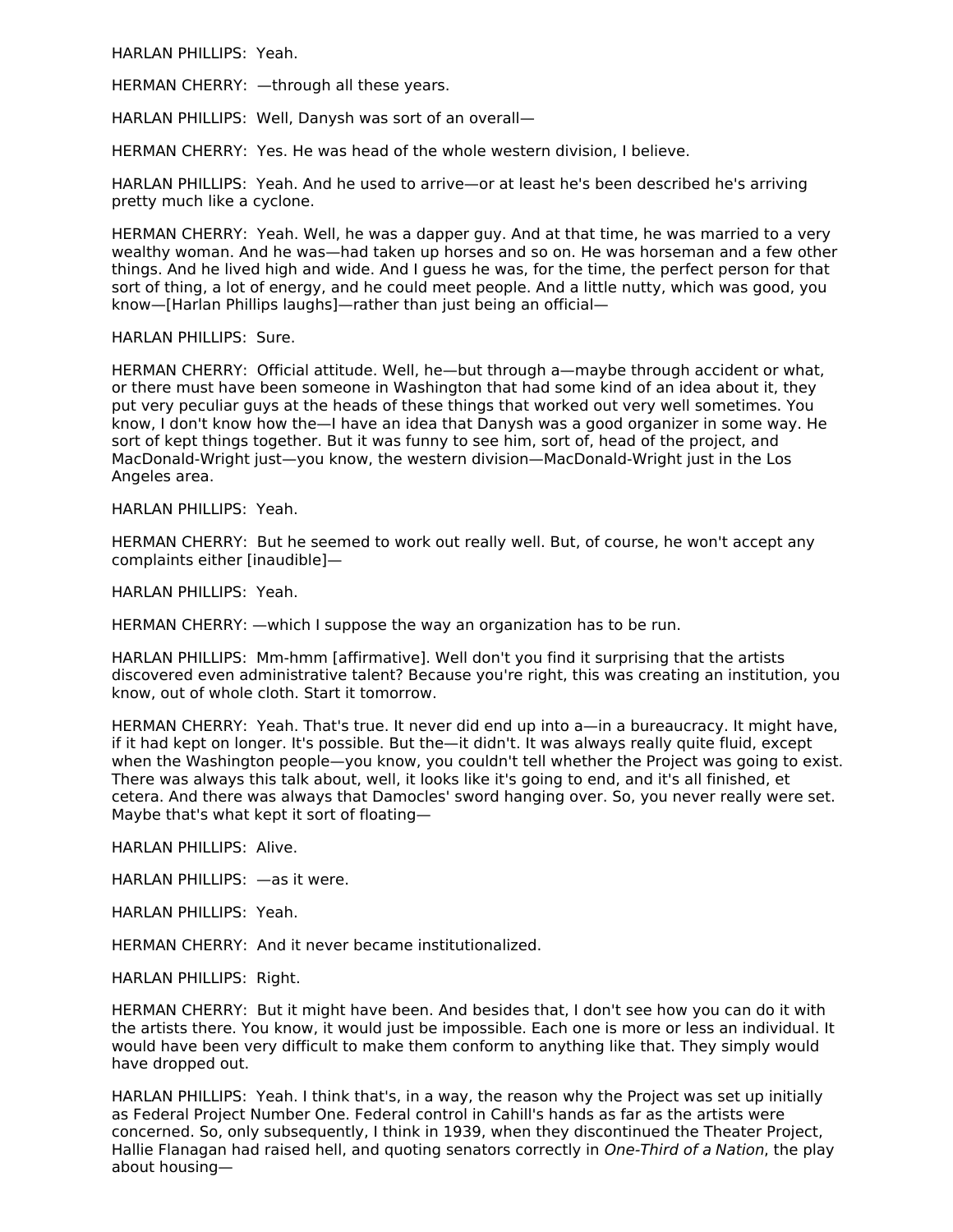HARLAN PHILLIPS: Yeah.

HERMAN CHERRY: —through all these years.

HARLAN PHILLIPS: Well, Danysh was sort of an overall—

HERMAN CHERRY: Yes. He was head of the whole western division, I believe.

HARLAN PHILLIPS: Yeah. And he used to arrive—or at least he's been described he's arriving pretty much like a cyclone.

HERMAN CHERRY: Yeah. Well, he was a dapper guy. And at that time, he was married to a very wealthy woman. And he was—had taken up horses and so on. He was horseman and a few other things. And he lived high and wide. And I guess he was, for the time, the perfect person for that sort of thing, a lot of energy, and he could meet people. And a little nutty, which was good, you know—[Harlan Phillips laughs]—rather than just being an official—

HARLAN PHILLIPS: Sure.

HERMAN CHERRY: Official attitude. Well, he—but through a—maybe through accident or what, or there must have been someone in Washington that had some kind of an idea about it, they put very peculiar guys at the heads of these things that worked out very well sometimes. You know, I don't know how the—I have an idea that Danysh was a good organizer in some way. He sort of kept things together. But it was funny to see him, sort of, head of the project, and MacDonald-Wright just—you know, the western division—MacDonald-Wright just in the Los Angeles area.

HARLAN PHILLIPS: Yeah.

HERMAN CHERRY: But he seemed to work out really well. But, of course, he won't accept any complaints either [inaudible]—

HARLAN PHILLIPS: Yeah.

HERMAN CHERRY: —which I suppose the way an organization has to be run.

HARLAN PHILLIPS: Mm-hmm [affirmative]. Well don't you find it surprising that the artists discovered even administrative talent? Because you're right, this was creating an institution, you know, out of whole cloth. Start it tomorrow.

HERMAN CHERRY: Yeah. That's true. It never did end up into a—in a bureaucracy. It might have, if it had kept on longer. It's possible. But the—it didn't. It was always really quite fluid, except when the Washington people—you know, you couldn't tell whether the Project was going to exist. There was always this talk about, well, it looks like it's going to end, and it's all finished, et cetera. And there was always that Damocles' sword hanging over. So, you never really were set. Maybe that's what kept it sort of floating—

HARLAN PHILLIPS: Alive.

HARLAN PHILLIPS: —as it were.

HARLAN PHILLIPS: Yeah.

HERMAN CHERRY: And it never became institutionalized.

HARLAN PHILLIPS: Right.

HERMAN CHERRY: But it might have been. And besides that, I don't see how you can do it with the artists there. You know, it would just be impossible. Each one is more or less an individual. It would have been very difficult to make them conform to anything like that. They simply would have dropped out.

HARLAN PHILLIPS: Yeah. I think that's, in a way, the reason why the Project was set up initially as Federal Project Number One. Federal control in Cahill's hands as far as the artists were concerned. So, only subsequently, I think in 1939, when they discontinued the Theater Project, Hallie Flanagan had raised hell, and quoting senators correctly in *One-Third of a Nation*, the play about housing—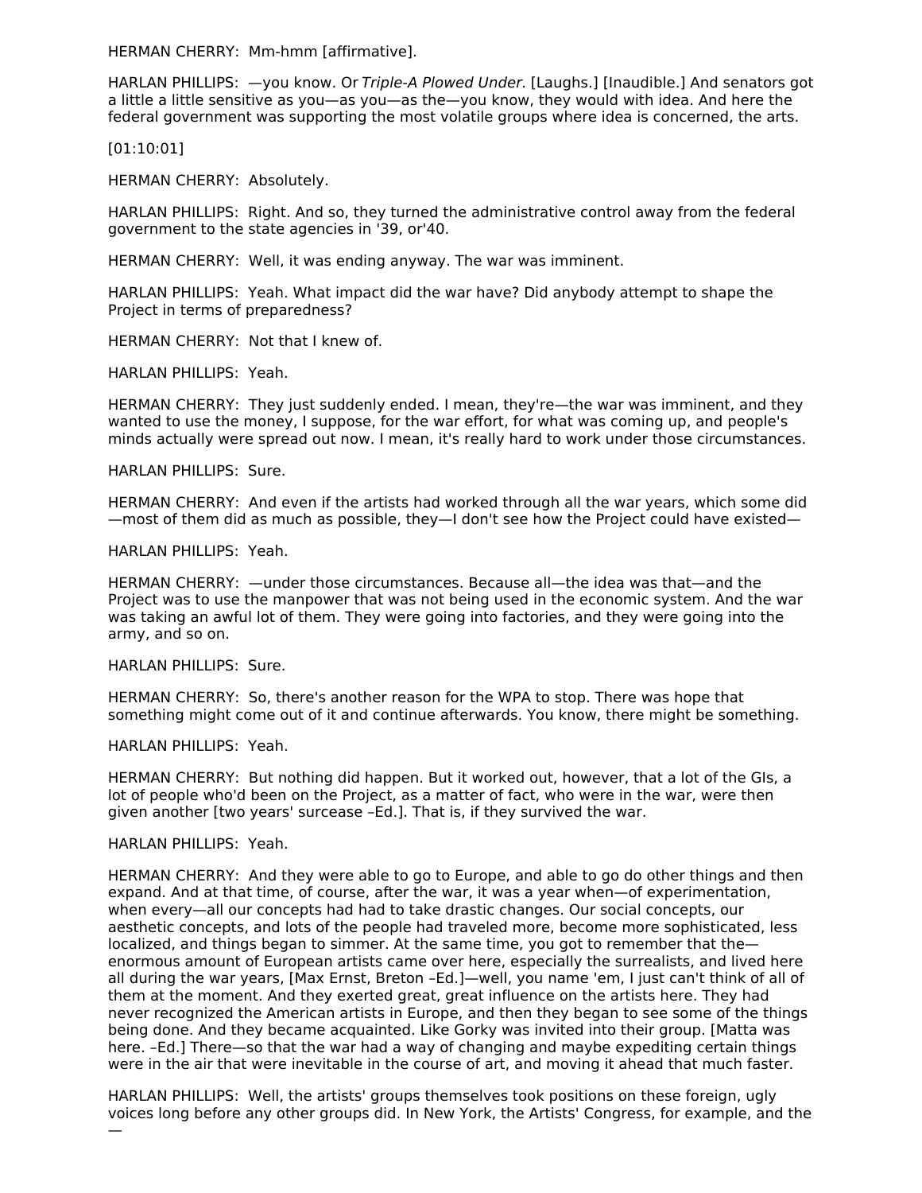HERMAN CHERRY: Mm-hmm [affirmative].

HARLAN PHILLIPS: —you know. Or *Triple-A Plowed Under*. [Laughs.] [Inaudible.] And senators got a little a little sensitive as you—as you—as the—you know, they would with idea. And here the federal government was supporting the most volatile groups where idea is concerned, the arts.

[01:10:01]

HERMAN CHERRY: Absolutely.

HARLAN PHILLIPS: Right. And so, they turned the administrative control away from the federal government to the state agencies in '39, or'40.

HERMAN CHERRY: Well, it was ending anyway. The war was imminent.

HARLAN PHILLIPS: Yeah. What impact did the war have? Did anybody attempt to shape the Project in terms of preparedness?

HERMAN CHERRY: Not that I knew of.

HARLAN PHILLIPS: Yeah.

HERMAN CHERRY: They just suddenly ended. I mean, they're—the war was imminent, and they wanted to use the money, I suppose, for the war effort, for what was coming up, and people's minds actually were spread out now. I mean, it's really hard to work under those circumstances.

HARLAN PHILLIPS: Sure.

HERMAN CHERRY: And even if the artists had worked through all the war years, which some did—most of them did as much as possible, they—I don't see how the Project could have existed—

HARLAN PHILLIPS: Yeah.

HERMAN CHERRY: —under those circumstances. Because all—the idea was that—and the Project was to use the manpower that was not being used in the economic system. And the war was taking an awful lot of them. They were going into factories, and they were going into the army, and so on.

HARLAN PHILLIPS: Sure.

HERMAN CHERRY: So, there's another reason for the WPA to stop. There was hope that something might come out of it and continue afterwards. You know, there might be something.

HARLAN PHILLIPS: Yeah.

HERMAN CHERRY: But nothing did happen. But it worked out, however, that a lot of the GIs, a lot of people who'd been on the Project, as a matter of fact, who were in the war, were then given another [two years' surcease –Ed.]. That is, if they survived the war.

HARLAN PHILLIPS: Yeah.

HERMAN CHERRY: And they were able to go to Europe, and able to go do other things and then expand. And at that time, of course, after the war, it was a year when—of experimentation, when every—all our concepts had had to take drastic changes. Our social concepts, our aesthetic concepts, and lots of the people had traveled more, become more sophisticated, less localized, and things began to simmer. At the same time, you got to remember that the—enormous amount of European artists came over here, especially the surrealists, and lived here all during the war years, [Max Ernst, Breton –Ed.]—well, you name 'em, I just can't think of all of them at the moment. And they exerted great, great influence on the artists here. They had never recognized the American artists in Europe, and then they began to see some of the things being done. And they became acquainted. Like Gorky was invited into their group. [Matta was here. –Ed.] There—so that the war had a way of changing and maybe expediting certain things were in the air that were inevitable in the course of art, and moving it ahead that much faster.

HARLAN PHILLIPS: Well, the artists' groups themselves took positions on these foreign, ugly voices long before any other groups did. In New York, the Artists' Congress, for example, and the—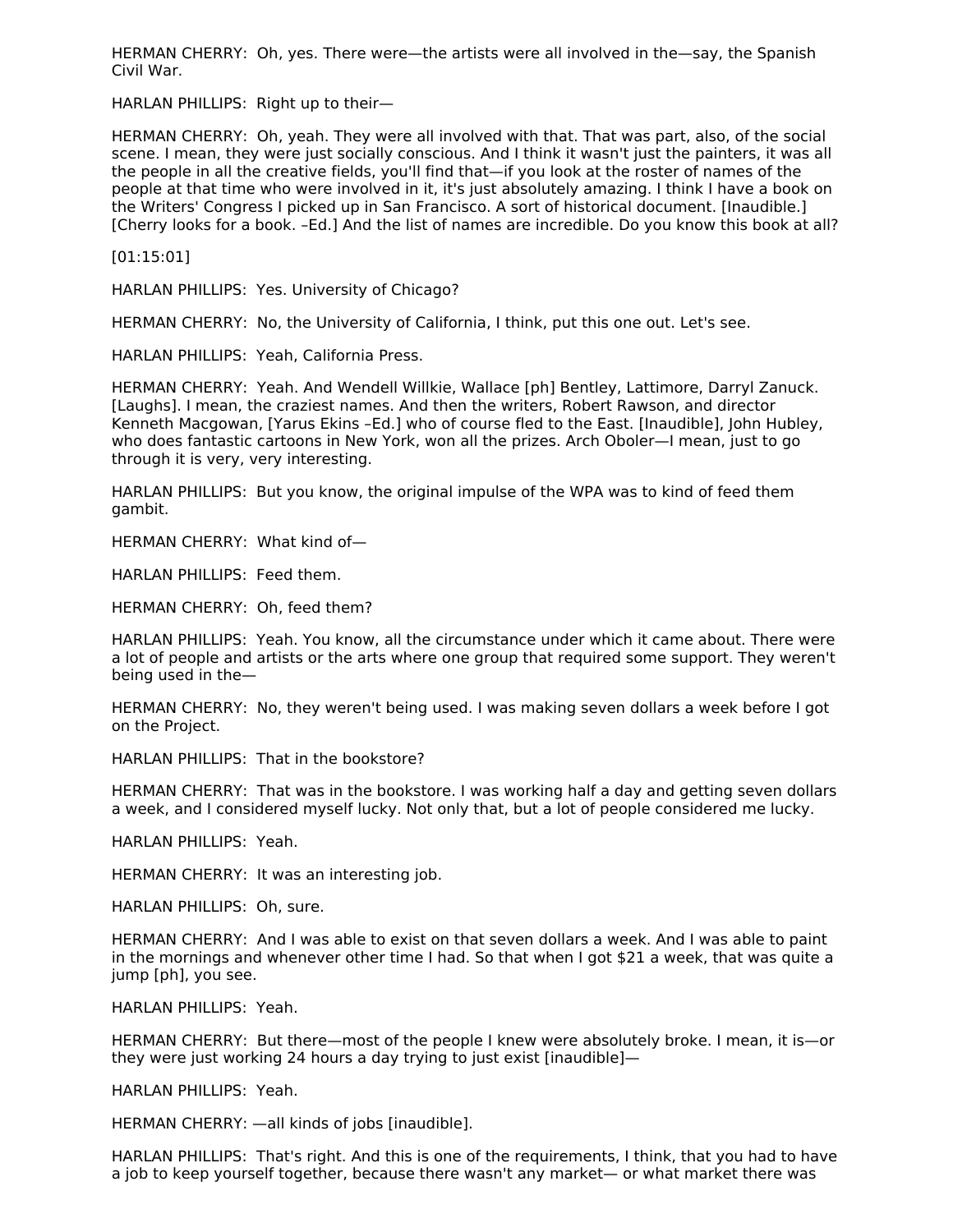HERMAN CHERRY: Oh, yes. There were—the artists were all involved in the—say, the Spanish Civil War.

HARLAN PHILLIPS: Right up to their—

HERMAN CHERRY: Oh, yeah. They were all involved with that. That was part, also, of the social scene. I mean, they were just socially conscious. And I think it wasn't just the painters, it was all the people in all the creative fields, you'll find that—if you look at the roster of names of the people at that time who were involved in it, it's just absolutely amazing. I think I have a book on the Writers' Congress I picked up in San Francisco. A sort of historical document. [Inaudible.] [Cherry looks for a book. –Ed.] And the list of names are incredible. Do you know this book at all?

[01:15:01]

HARLAN PHILLIPS: Yes. University of Chicago?

HERMAN CHERRY: No, the University of California, I think, put this one out. Let's see.

HARLAN PHILLIPS: Yeah, California Press.

HERMAN CHERRY: Yeah. And Wendell Willkie, Wallace [ph] Bentley, Lattimore, Darryl Zanuck. [Laughs]. I mean, the craziest names. And then the writers, Robert Rawson, and director Kenneth Macgowan, [Yarus Ekins –Ed.] who of course fled to the East. [Inaudible], John Hubley, who does fantastic cartoons in New York, won all the prizes. Arch Oboler—I mean, just to go through it is very, very interesting.

HARLAN PHILLIPS: But you know, the original impulse of the WPA was to kind of feed them gambit.

HERMAN CHERRY: What kind of—

HARLAN PHILLIPS: Feed them.

HERMAN CHERRY: Oh, feed them?

HARLAN PHILLIPS: Yeah. You know, all the circumstance under which it came about. There were a lot of people and artists or the arts where one group that required some support. They weren't being used in the—

HERMAN CHERRY: No, they weren't being used. I was making seven dollars a week before I got on the Project.

HARLAN PHILLIPS: That in the bookstore?

HERMAN CHERRY: That was in the bookstore. I was working half a day and getting seven dollars a week, and I considered myself lucky. Not only that, but a lot of people considered me lucky.

HARLAN PHILLIPS: Yeah.

HERMAN CHERRY: It was an interesting job.

HARLAN PHILLIPS: Oh, sure.

HERMAN CHERRY: And I was able to exist on that seven dollars a week. And I was able to paint in the mornings and whenever other time I had. So that when I got $21 a week, that was quite a jump [ph], you see.

HARLAN PHILLIPS: Yeah.

HERMAN CHERRY: But there—most of the people I knew were absolutely broke. I mean, it is—or they were just working 24 hours a day trying to just exist [inaudible]—

HARLAN PHILLIPS: Yeah.

HERMAN CHERRY: —all kinds of jobs [inaudible].

HARLAN PHILLIPS: That's right. And this is one of the requirements, I think, that you had to have a job to keep yourself together, because there wasn't any market— or what market there was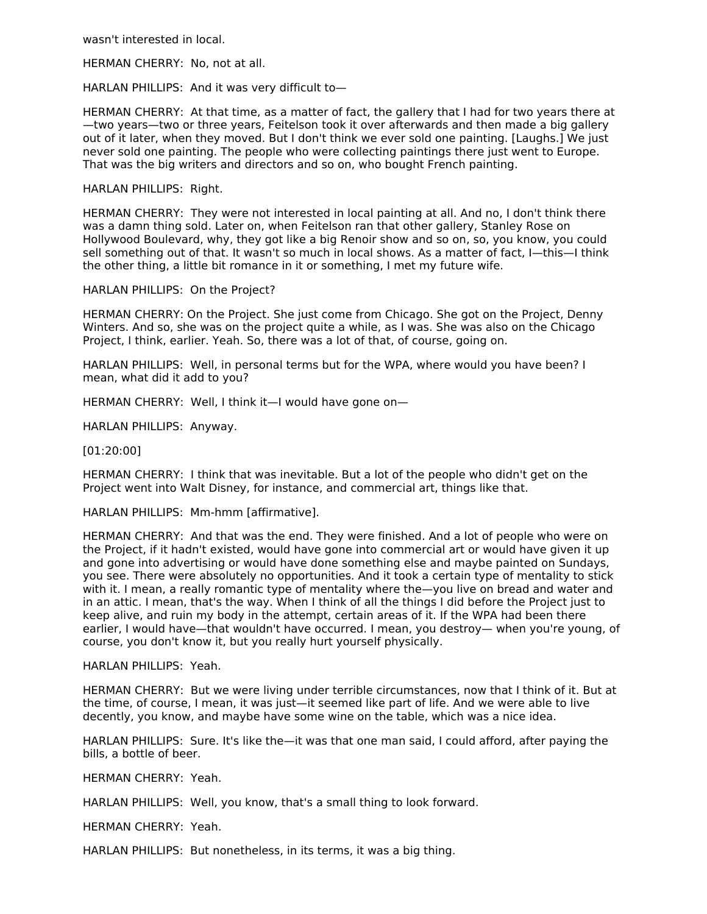wasn't interested in local.

HERMAN CHERRY: No, not at all.

HARLAN PHILLIPS: And it was very difficult to—

HERMAN CHERRY: At that time, as a matter of fact, the gallery that I had for two years there at—two years—two or three years, Feitelson took it over afterwards and then made a big gallery out of it later, when they moved. But I don't think we ever sold one painting. [Laughs.] We just never sold one painting. The people who were collecting paintings there just went to Europe. That was the big writers and directors and so on, who bought French painting.

HARLAN PHILLIPS: Right.

HERMAN CHERRY: They were not interested in local painting at all. And no, I don't think there was a damn thing sold. Later on, when Feitelson ran that other gallery, Stanley Rose on Hollywood Boulevard, why, they got like a big Renoir show and so on, so, you know, you could sell something out of that. It wasn't so much in local shows. As a matter of fact, I—this—I think the other thing, a little bit romance in it or something, I met my future wife.

HARLAN PHILLIPS: On the Project?

HERMAN CHERRY: On the Project. She just come from Chicago. She got on the Project, Denny Winters. And so, she was on the project quite a while, as I was. She was also on the Chicago Project, I think, earlier. Yeah. So, there was a lot of that, of course, going on.

HARLAN PHILLIPS: Well, in personal terms but for the WPA, where would you have been? I mean, what did it add to you?

HERMAN CHERRY: Well, I think it—I would have gone on—

HARLAN PHILLIPS: Anyway.

[01:20:00]

HERMAN CHERRY: I think that was inevitable. But a lot of the people who didn't get on the Project went into Walt Disney, for instance, and commercial art, things like that.

HARLAN PHILLIPS: Mm-hmm [affirmative].

HERMAN CHERRY: And that was the end. They were finished. And a lot of people who were on the Project, if it hadn't existed, would have gone into commercial art or would have given it up and gone into advertising or would have done something else and maybe painted on Sundays, you see. There were absolutely no opportunities. And it took a certain type of mentality to stick with it. I mean, a really romantic type of mentality where the—you live on bread and water and in an attic. I mean, that's the way. When I think of all the things I did before the Project just to keep alive, and ruin my body in the attempt, certain areas of it. If the WPA had been there earlier, I would have—that wouldn't have occurred. I mean, you destroy— when you're young, of course, you don't know it, but you really hurt yourself physically.

HARLAN PHILLIPS: Yeah.

HERMAN CHERRY: But we were living under terrible circumstances, now that I think of it. But at the time, of course, I mean, it was just—it seemed like part of life. And we were able to live decently, you know, and maybe have some wine on the table, which was a nice idea.

HARLAN PHILLIPS: Sure. It's like the—it was that one man said, I could afford, after paying the bills, a bottle of beer.

HERMAN CHERRY: Yeah.

HARLAN PHILLIPS: Well, you know, that's a small thing to look forward.

HERMAN CHERRY: Yeah.

HARLAN PHILLIPS: But nonetheless, in its terms, it was a big thing.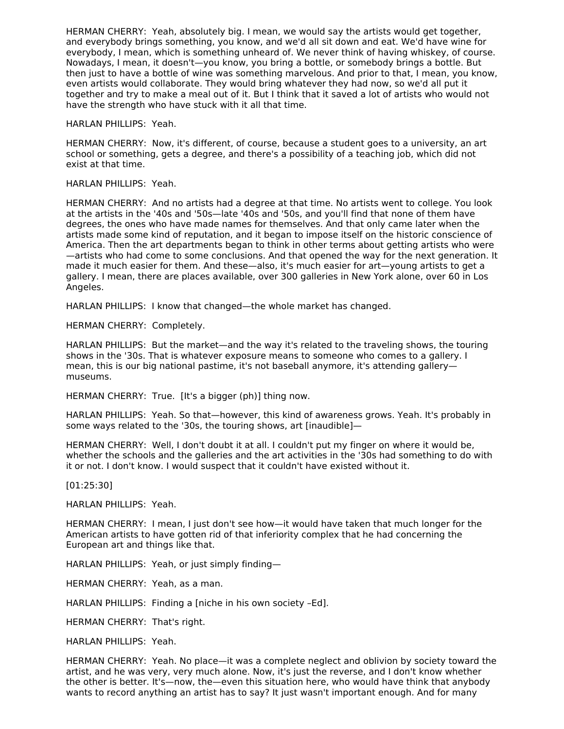HERMAN CHERRY: Yeah, absolutely big. I mean, we would say the artists would get together, and everybody brings something, you know, and we'd all sit down and eat. We'd have wine for everybody, I mean, which is something unheard of. We never think of having whiskey, of course. Nowadays, I mean, it doesn't—you know, you bring a bottle, or somebody brings a bottle. But then just to have a bottle of wine was something marvelous. And prior to that, I mean, you know, even artists would collaborate. They would bring whatever they had now, so we'd all put it together and try to make a meal out of it. But I think that it saved a lot of artists who would not have the strength who have stuck with it all that time.

HARLAN PHILLIPS: Yeah.

HERMAN CHERRY: Now, it's different, of course, because a student goes to a university, an art school or something, gets a degree, and there's a possibility of a teaching job, which did not exist at that time.

HARLAN PHILLIPS: Yeah.

HERMAN CHERRY: And no artists had a degree at that time. No artists went to college. You look at the artists in the '40s and '50s—late '40s and '50s, and you'll find that none of them have degrees, the ones who have made names for themselves. And that only came later when the artists made some kind of reputation, and it began to impose itself on the historic conscience of America. Then the art departments began to think in other terms about getting artists who were—artists who had come to some conclusions. And that opened the way for the next generation. It made it much easier for them. And these—also, it's much easier for art—young artists to get a gallery. I mean, there are places available, over 300 galleries in New York alone, over 60 in Los Angeles.

HARLAN PHILLIPS: I know that changed—the whole market has changed.

HERMAN CHERRY: Completely.

HARLAN PHILLIPS: But the market—and the way it's related to the traveling shows, the touring shows in the '30s. That is whatever exposure means to someone who comes to a gallery. I mean, this is our big national pastime, it's not baseball anymore, it's attending gallery—museums.

HERMAN CHERRY: True. [It's a bigger (ph)] thing now.

HARLAN PHILLIPS: Yeah. So that—however, this kind of awareness grows. Yeah. It's probably in some ways related to the '30s, the touring shows, art [inaudible]—

HERMAN CHERRY: Well, I don't doubt it at all. I couldn't put my finger on where it would be, whether the schools and the galleries and the art activities in the '30s had something to do with it or not. I don't know. I would suspect that it couldn't have existed without it.

[01:25:30]

HARLAN PHILLIPS: Yeah.

HERMAN CHERRY: I mean, I just don't see how—it would have taken that much longer for the American artists to have gotten rid of that inferiority complex that he had concerning the European art and things like that.

HARLAN PHILLIPS: Yeah, or just simply finding—

HERMAN CHERRY: Yeah, as a man.

HARLAN PHILLIPS: Finding a [niche in his own society –Ed].

HERMAN CHERRY: That's right.

HARLAN PHILLIPS: Yeah.

HERMAN CHERRY: Yeah. No place—it was a complete neglect and oblivion by society toward the artist, and he was very, very much alone. Now, it's just the reverse, and I don't know whether the other is better. It's—now, the—even this situation here, who would have think that anybody wants to record anything an artist has to say? It just wasn't important enough. And for many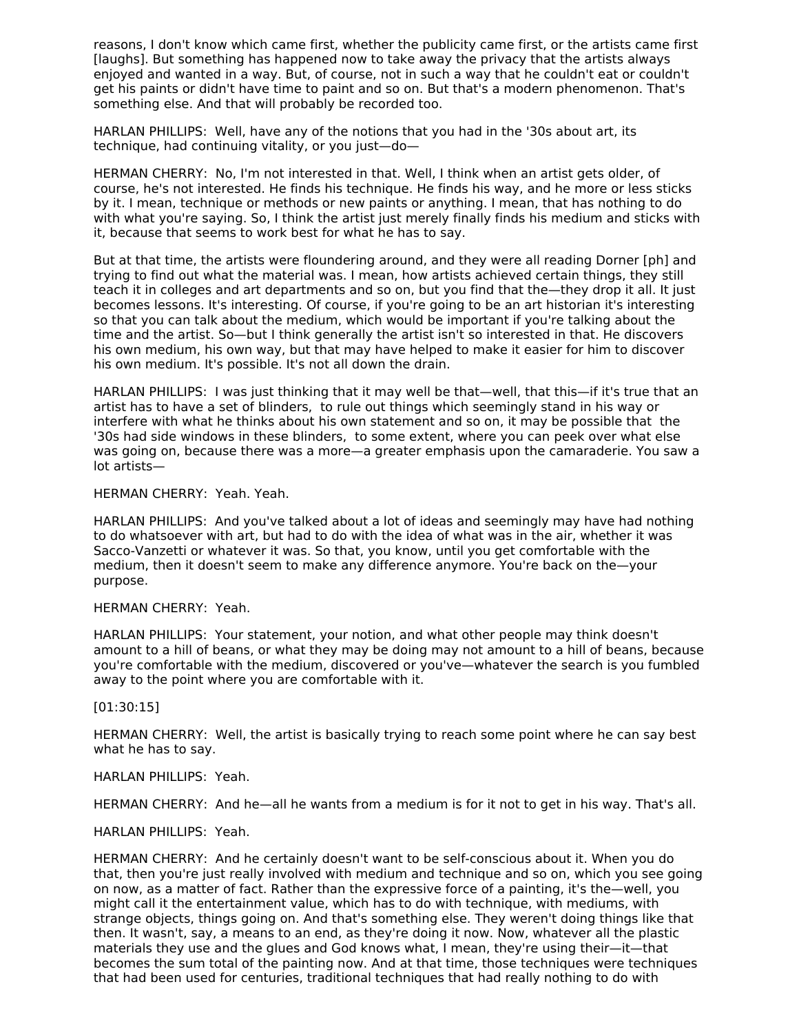reasons, I don't know which came first, whether the publicity came first, or the artists came first [laughs]. But something has happened now to take away the privacy that the artists always enjoyed and wanted in a way. But, of course, not in such a way that he couldn't eat or couldn't get his paints or didn't have time to paint and so on. But that's a modern phenomenon. That's something else. And that will probably be recorded too.

HARLAN PHILLIPS: Well, have any of the notions that you had in the '30s about art, its technique, had continuing vitality, or you just—do—

HERMAN CHERRY: No, I'm not interested in that. Well, I think when an artist gets older, of course, he's not interested. He finds his technique. He finds his way, and he more or less sticks by it. I mean, technique or methods or new paints or anything. I mean, that has nothing to do with what you're saying. So, I think the artist just merely finally finds his medium and sticks with it, because that seems to work best for what he has to say.

But at that time, the artists were floundering around, and they were all reading Dorner [ph] and trying to find out what the material was. I mean, how artists achieved certain things, they still teach it in colleges and art departments and so on, but you find that the—they drop it all. It just becomes lessons. It's interesting. Of course, if you're going to be an art historian it's interesting so that you can talk about the medium, which would be important if you're talking about the time and the artist. So—but I think generally the artist isn't so interested in that. He discovers his own medium, his own way, but that may have helped to make it easier for him to discover his own medium. It's possible. It's not all down the drain.

HARLAN PHILLIPS: I was just thinking that it may well be that—well, that this—if it's true that an artist has to have a set of blinders, to rule out things which seemingly stand in his way or interfere with what he thinks about his own statement and so on, it may be possible that the '30s had side windows in these blinders, to some extent, where you can peek over what else was going on, because there was a more—a greater emphasis upon the camaraderie. You saw a lot artists—

HERMAN CHERRY: Yeah. Yeah.

HARLAN PHILLIPS: And you've talked about a lot of ideas and seemingly may have had nothing to do whatsoever with art, but had to do with the idea of what was in the air, whether it was Sacco-Vanzetti or whatever it was. So that, you know, until you get comfortable with the medium, then it doesn't seem to make any difference anymore. You're back on the—your purpose.

HERMAN CHERRY: Yeah.

HARLAN PHILLIPS: Your statement, your notion, and what other people may think doesn't amount to a hill of beans, or what they may be doing may not amount to a hill of beans, because you're comfortable with the medium, discovered or you've—whatever the search is you fumbled away to the point where you are comfortable with it.

[01:30:15]

HERMAN CHERRY: Well, the artist is basically trying to reach some point where he can say best what he has to say.

HARLAN PHILLIPS: Yeah.

HERMAN CHERRY: And he—all he wants from a medium is for it not to get in his way. That's all.

HARLAN PHILLIPS: Yeah.

HERMAN CHERRY: And he certainly doesn't want to be self-conscious about it. When you do that, then you're just really involved with medium and technique and so on, which you see going on now, as a matter of fact. Rather than the expressive force of a painting, it's the—well, you might call it the entertainment value, which has to do with technique, with mediums, with strange objects, things going on. And that's something else. They weren't doing things like that then. It wasn't, say, a means to an end, as they're doing it now. Now, whatever all the plastic materials they use and the glues and God knows what, I mean, they're using their—it—that becomes the sum total of the painting now. And at that time, those techniques were techniques that had been used for centuries, traditional techniques that had really nothing to do with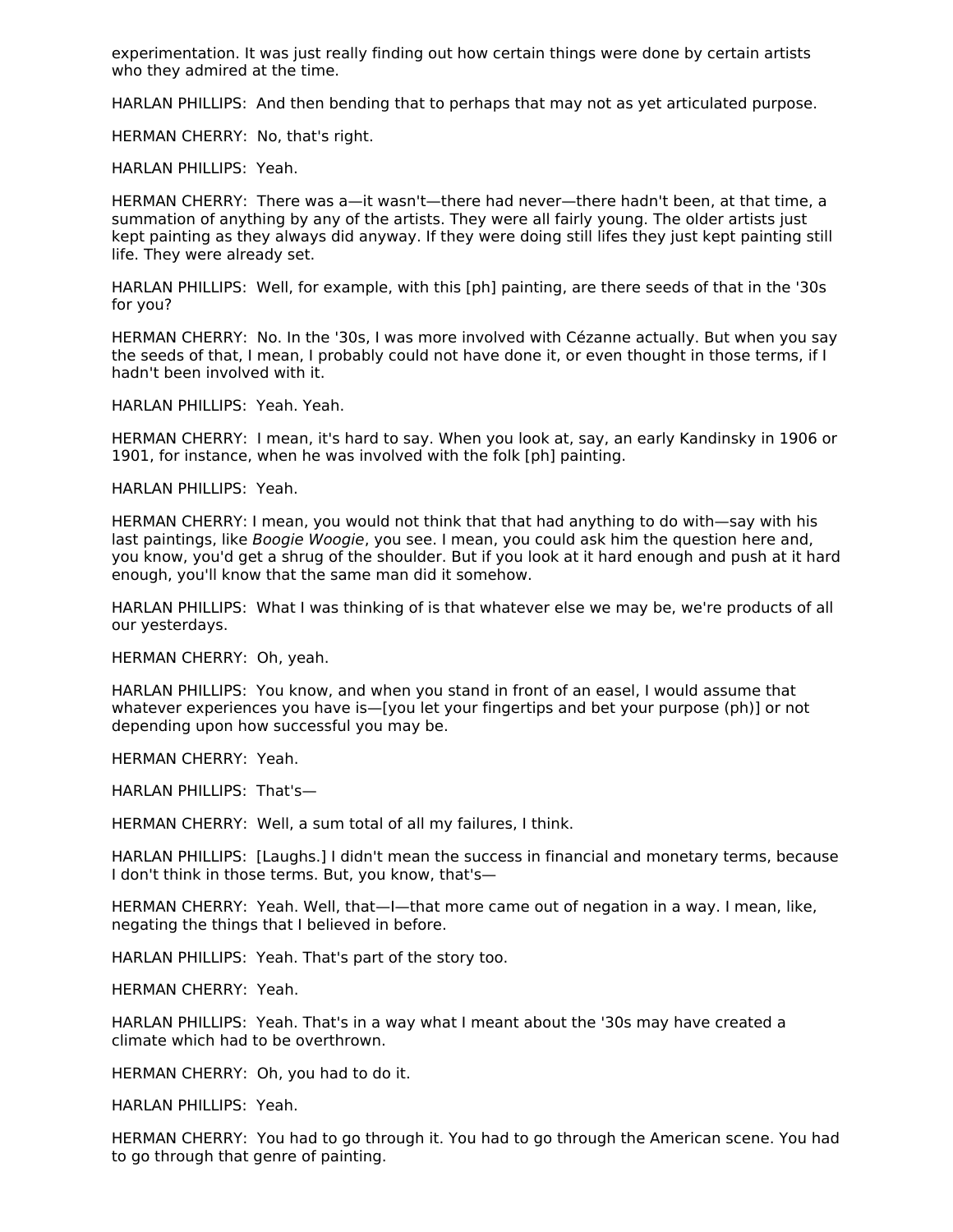experimentation. It was just really finding out how certain things were done by certain artists who they admired at the time.

HARLAN PHILLIPS: And then bending that to perhaps that may not as yet articulated purpose.

HERMAN CHERRY: No, that's right.

HARLAN PHILLIPS: Yeah.

HERMAN CHERRY: There was a—it wasn't—there had never—there hadn't been, at that time, a summation of anything by any of the artists. They were all fairly young. The older artists just kept painting as they always did anyway. If they were doing still lifes they just kept painting still life. They were already set.

HARLAN PHILLIPS: Well, for example, with this [ph] painting, are there seeds of that in the '30s for you?

HERMAN CHERRY: No. In the '30s, I was more involved with Cézanne actually. But when you say the seeds of that, I mean, I probably could not have done it, or even thought in those terms, if I hadn't been involved with it.

HARLAN PHILLIPS: Yeah. Yeah.

HERMAN CHERRY: I mean, it's hard to say. When you look at, say, an early Kandinsky in 1906 or 1901, for instance, when he was involved with the folk [ph] painting.

HARLAN PHILLIPS: Yeah.

HERMAN CHERRY: I mean, you would not think that that had anything to do with—say with his last paintings, like *Boogie Woogie*, you see. I mean, you could ask him the question here and, you know, you'd get a shrug of the shoulder. But if you look at it hard enough and push at it hard enough, you'll know that the same man did it somehow.

HARLAN PHILLIPS: What I was thinking of is that whatever else we may be, we're products of all our yesterdays.

HERMAN CHERRY: Oh, yeah.

HARLAN PHILLIPS: You know, and when you stand in front of an easel, I would assume that whatever experiences you have is—[you let your fingertips and bet your purpose (ph)] or not depending upon how successful you may be.

HERMAN CHERRY: Yeah.

HARLAN PHILLIPS: That's—

HERMAN CHERRY: Well, a sum total of all my failures, I think.

HARLAN PHILLIPS: [Laughs.] I didn't mean the success in financial and monetary terms, because I don't think in those terms. But, you know, that's—

HERMAN CHERRY: Yeah. Well, that—I—that more came out of negation in a way. I mean, like, negating the things that I believed in before.

HARLAN PHILLIPS: Yeah. That's part of the story too.

HERMAN CHERRY: Yeah.

HARLAN PHILLIPS: Yeah. That's in a way what I meant about the '30s may have created a climate which had to be overthrown.

HERMAN CHERRY: Oh, you had to do it.

HARLAN PHILLIPS: Yeah.

HERMAN CHERRY: You had to go through it. You had to go through the American scene. You had to go through that genre of painting.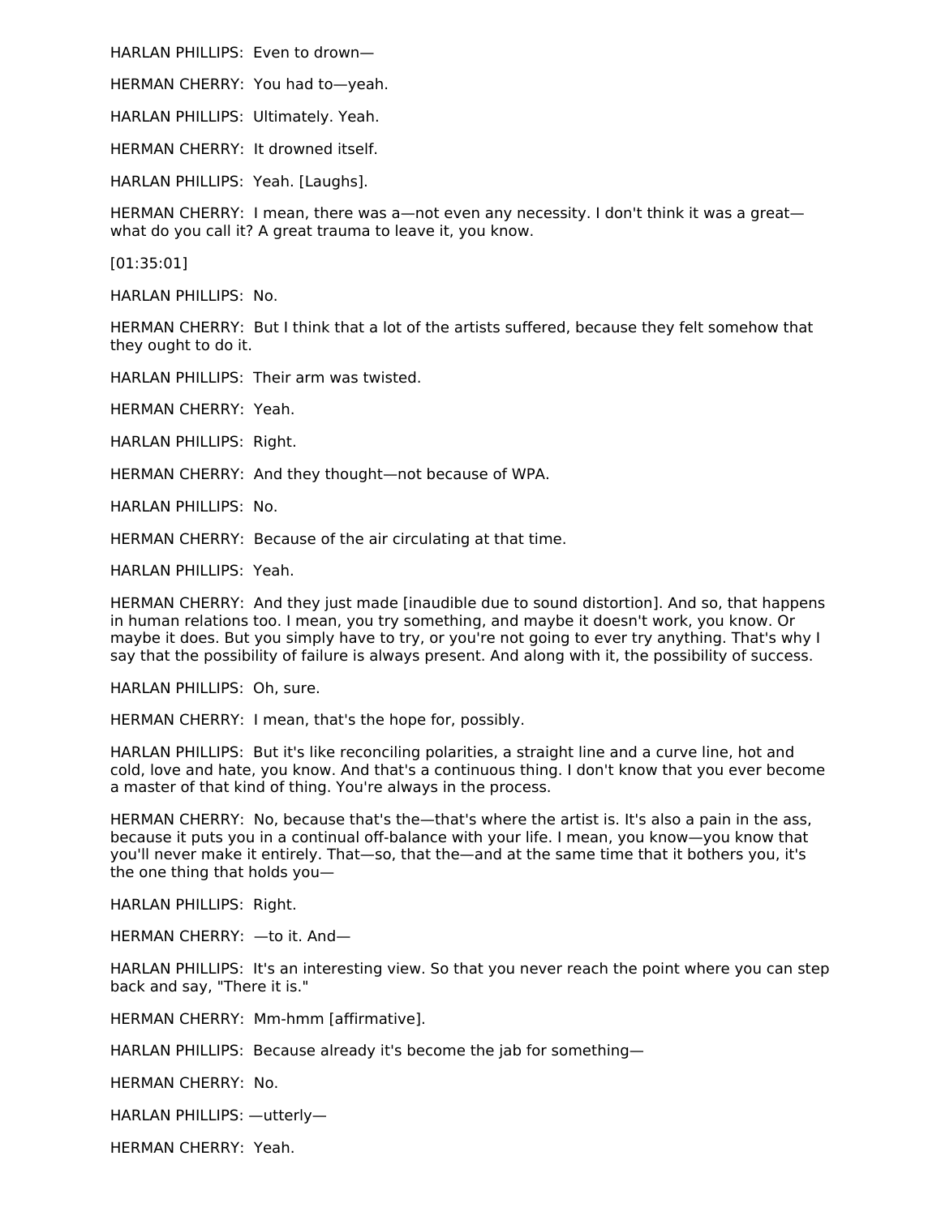HARLAN PHILLIPS: Even to drown—

HERMAN CHERRY: You had to—yeah.

HARLAN PHILLIPS: Ultimately. Yeah.

HERMAN CHERRY: It drowned itself.

HARLAN PHILLIPS: Yeah. [Laughs].

HERMAN CHERRY: I mean, there was a—not even any necessity. I don't think it was a great—what do you call it? A great trauma to leave it, you know.

[01:35:01]

HARLAN PHILLIPS: No.

HERMAN CHERRY: But I think that a lot of the artists suffered, because they felt somehow that they ought to do it.

HARLAN PHILLIPS: Their arm was twisted.

HERMAN CHERRY: Yeah.

HARLAN PHILLIPS: Right.

HERMAN CHERRY: And they thought—not because of WPA.

HARLAN PHILLIPS: No.

HERMAN CHERRY: Because of the air circulating at that time.

HARLAN PHILLIPS: Yeah.

HERMAN CHERRY: And they just made [inaudible due to sound distortion]. And so, that happens in human relations too. I mean, you try something, and maybe it doesn't work, you know. Or maybe it does. But you simply have to try, or you're not going to ever try anything. That's why I say that the possibility of failure is always present. And along with it, the possibility of success.

HARLAN PHILLIPS: Oh, sure.

HERMAN CHERRY: I mean, that's the hope for, possibly.

HARLAN PHILLIPS: But it's like reconciling polarities, a straight line and a curve line, hot and cold, love and hate, you know. And that's a continuous thing. I don't know that you ever become a master of that kind of thing. You're always in the process.

HERMAN CHERRY: No, because that's the—that's where the artist is. It's also a pain in the ass, because it puts you in a continual off-balance with your life. I mean, you know—you know that you'll never make it entirely. That—so, that the—and at the same time that it bothers you, it's the one thing that holds you—

HARLAN PHILLIPS: Right.

HERMAN CHERRY: —to it. And—

HARLAN PHILLIPS: It's an interesting view. So that you never reach the point where you can step back and say, "There it is."

HERMAN CHERRY: Mm-hmm [affirmative].

HARLAN PHILLIPS: Because already it's become the jab for something—

HERMAN CHERRY: No.

HARLAN PHILLIPS: —utterly—

HERMAN CHERRY: Yeah.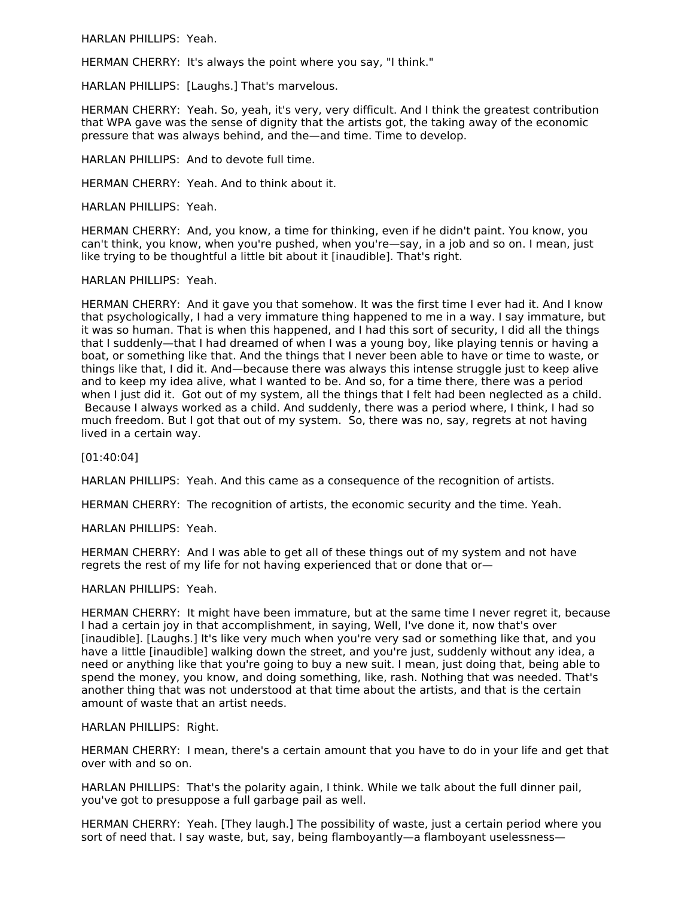HARLAN PHILLIPS: Yeah.

HERMAN CHERRY: It's always the point where you say, "I think."

HARLAN PHILLIPS: [Laughs.] That's marvelous.

HERMAN CHERRY: Yeah. So, yeah, it's very, very difficult. And I think the greatest contribution that WPA gave was the sense of dignity that the artists got, the taking away of the economic pressure that was always behind, and the—and time. Time to develop.

HARLAN PHILLIPS: And to devote full time.

HERMAN CHERRY: Yeah. And to think about it.

HARLAN PHILLIPS: Yeah.

HERMAN CHERRY: And, you know, a time for thinking, even if he didn't paint. You know, you can't think, you know, when you're pushed, when you're—say, in a job and so on. I mean, just like trying to be thoughtful a little bit about it [inaudible]. That's right.

HARLAN PHILLIPS: Yeah.

HERMAN CHERRY: And it gave you that somehow. It was the first time I ever had it. And I know that psychologically, I had a very immature thing happened to me in a way. I say immature, but it was so human. That is when this happened, and I had this sort of security, I did all the things that I suddenly—that I had dreamed of when I was a young boy, like playing tennis or having a boat, or something like that. And the things that I never been able to have or time to waste, or things like that, I did it. And—because there was always this intense struggle just to keep alive and to keep my idea alive, what I wanted to be. And so, for a time there, there was a period when I just did it. Got out of my system, all the things that I felt had been neglected as a child. Because I always worked as a child. And suddenly, there was a period where, I think, I had so much freedom. But I got that out of my system. So, there was no, say, regrets at not having lived in a certain way.

[01:40:04]

HARLAN PHILLIPS: Yeah. And this came as a consequence of the recognition of artists.

HERMAN CHERRY: The recognition of artists, the economic security and the time. Yeah.

HARLAN PHILLIPS: Yeah.

HERMAN CHERRY: And I was able to get all of these things out of my system and not have regrets the rest of my life for not having experienced that or done that or—

HARLAN PHILLIPS: Yeah.

HERMAN CHERRY: It might have been immature, but at the same time I never regret it, because I had a certain joy in that accomplishment, in saying, Well, I've done it, now that's over [inaudible]. [Laughs.] It's like very much when you're very sad or something like that, and you have a little [inaudible] walking down the street, and you're just, suddenly without any idea, a need or anything like that you're going to buy a new suit. I mean, just doing that, being able to spend the money, you know, and doing something, like, rash. Nothing that was needed. That's another thing that was not understood at that time about the artists, and that is the certain amount of waste that an artist needs.

HARLAN PHILLIPS: Right.

HERMAN CHERRY: I mean, there's a certain amount that you have to do in your life and get that over with and so on.

HARLAN PHILLIPS: That's the polarity again, I think. While we talk about the full dinner pail, you've got to presuppose a full garbage pail as well.

HERMAN CHERRY: Yeah. [They laugh.] The possibility of waste, just a certain period where you sort of need that. I say waste, but, say, being flamboyantly—a flamboyant uselessness—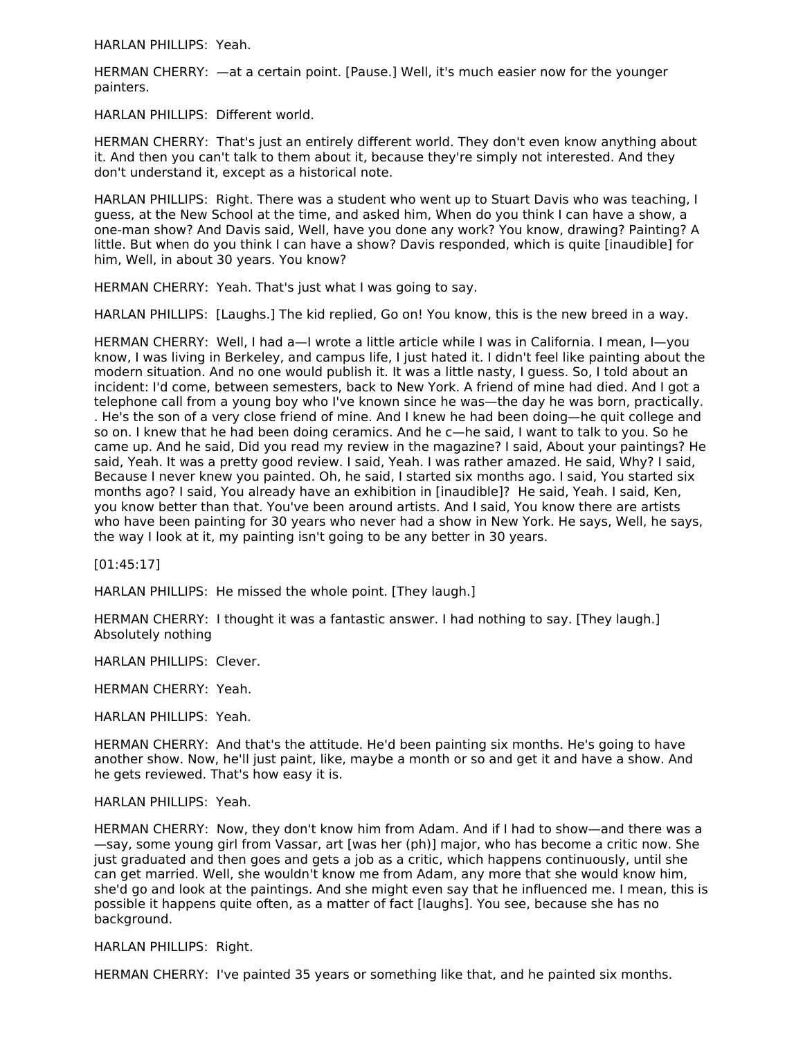HARLAN PHILLIPS: Yeah.

HERMAN CHERRY: —at a certain point. [Pause.] Well, it's much easier now for the younger painters.

HARLAN PHILLIPS: Different world.

HERMAN CHERRY: That's just an entirely different world. They don't even know anything about it. And then you can't talk to them about it, because they're simply not interested. And they don't understand it, except as a historical note.

HARLAN PHILLIPS: Right. There was a student who went up to Stuart Davis who was teaching, I guess, at the New School at the time, and asked him, When do you think I can have a show, a one-man show? And Davis said, Well, have you done any work? You know, drawing? Painting? A little. But when do you think I can have a show? Davis responded, which is quite [inaudible] for him, Well, in about 30 years. You know?

HERMAN CHERRY: Yeah. That's just what I was going to say.

HARLAN PHILLIPS: [Laughs.] The kid replied, Go on! You know, this is the new breed in a way.

HERMAN CHERRY: Well, I had a—I wrote a little article while I was in California. I mean, I—you know, I was living in Berkeley, and campus life, I just hated it. I didn't feel like painting about the modern situation. And no one would publish it. It was a little nasty, I guess. So, I told about an incident: I'd come, between semesters, back to New York. A friend of mine had died. And I got a telephone call from a young boy who I've known since he was—the day he was born, practically. . He's the son of a very close friend of mine. And I knew he had been doing—he quit college and so on. I knew that he had been doing ceramics. And he c—he said, I want to talk to you. So he came up. And he said, Did you read my review in the magazine? I said, About your paintings? He said, Yeah. It was a pretty good review. I said, Yeah. I was rather amazed. He said, Why? I said, Because I never knew you painted. Oh, he said, I started six months ago. I said, You started six months ago? I said, You already have an exhibition in [inaudible]? He said, Yeah. I said, Ken, you know better than that. You've been around artists. And I said, You know there are artists who have been painting for 30 years who never had a show in New York. He says, Well, he says, the way I look at it, my painting isn't going to be any better in 30 years.

[01:45:17]

HARLAN PHILLIPS: He missed the whole point. [They laugh.]

HERMAN CHERRY: I thought it was a fantastic answer. I had nothing to say. [They laugh.] Absolutely nothing

HARLAN PHILLIPS: Clever.

HERMAN CHERRY: Yeah.

HARLAN PHILLIPS: Yeah.

HERMAN CHERRY: And that's the attitude. He'd been painting six months. He's going to have another show. Now, he'll just paint, like, maybe a month or so and get it and have a show. And he gets reviewed. That's how easy it is.

HARLAN PHILLIPS: Yeah.

HERMAN CHERRY: Now, they don't know him from Adam. And if I had to show—and there was a —say, some young girl from Vassar, art [was her (ph)] major, who has become a critic now. She just graduated and then goes and gets a job as a critic, which happens continuously, until she can get married. Well, she wouldn't know me from Adam, any more that she would know him, she'd go and look at the paintings. And she might even say that he influenced me. I mean, this is possible it happens quite often, as a matter of fact [laughs]. You see, because she has no background.

HARLAN PHILLIPS: Right.

HERMAN CHERRY: I've painted 35 years or something like that, and he painted six months.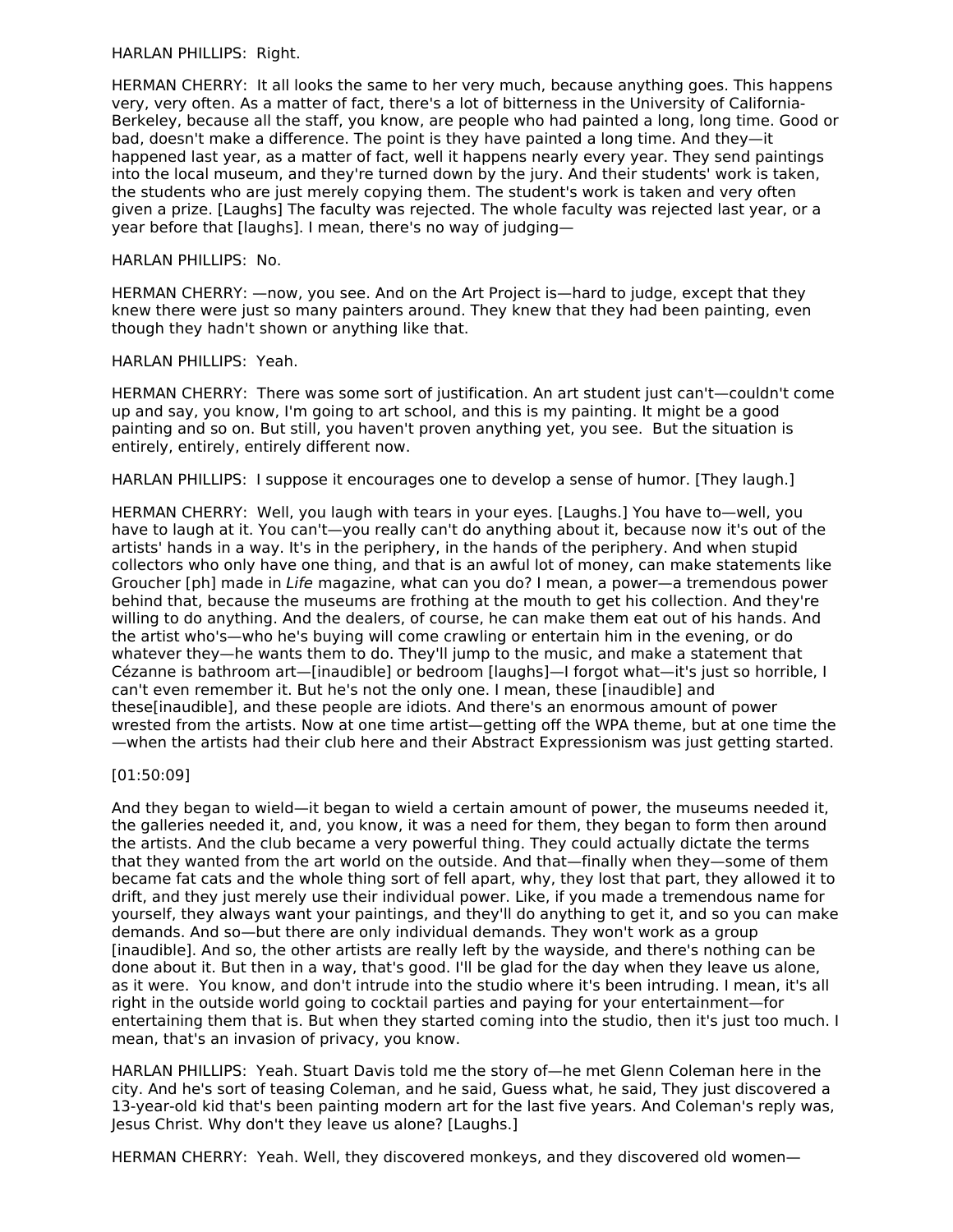HARLAN PHILLIPS: Right.

HERMAN CHERRY: It all looks the same to her very much, because anything goes. This happens very, very often. As a matter of fact, there's a lot of bitterness in the University of California-Berkeley, because all the staff, you know, are people who had painted a long, long time. Good or bad, doesn't make a difference. The point is they have painted a long time. And they—it happened last year, as a matter of fact, well it happens nearly every year. They send paintings into the local museum, and they're turned down by the jury. And their students' work is taken, the students who are just merely copying them. The student's work is taken and very often given a prize. [Laughs] The faculty was rejected. The whole faculty was rejected last year, or a year before that [laughs]. I mean, there's no way of judging—

HARLAN PHILLIPS: No.

HERMAN CHERRY: —now, you see. And on the Art Project is—hard to judge, except that they knew there were just so many painters around. They knew that they had been painting, even though they hadn't shown or anything like that.

HARLAN PHILLIPS: Yeah.

HERMAN CHERRY: There was some sort of justification. An art student just can't—couldn't come up and say, you know, I'm going to art school, and this is my painting. It might be a good painting and so on. But still, you haven't proven anything yet, you see. But the situation is entirely, entirely, entirely different now.

HARLAN PHILLIPS: I suppose it encourages one to develop a sense of humor. [They laugh.]

HERMAN CHERRY: Well, you laugh with tears in your eyes. [Laughs.] You have to—well, you have to laugh at it. You can't—you really can't do anything about it, because now it's out of the artists' hands in a way. It's in the periphery, in the hands of the periphery. And when stupid collectors who only have one thing, and that is an awful lot of money, can make statements like Groucher [ph] made in *Life* magazine, what can you do? I mean, a power—a tremendous power behind that, because the museums are frothing at the mouth to get his collection. And they're willing to do anything. And the dealers, of course, he can make them eat out of his hands. And the artist who's—who he's buying will come crawling or entertain him in the evening, or do whatever they—he wants them to do. They'll jump to the music, and make a statement that Cézanne is bathroom art—[inaudible] or bedroom [laughs]—I forgot what—it's just so horrible, I can't even remember it. But he's not the only one. I mean, these [inaudible] and these[inaudible], and these people are idiots. And there's an enormous amount of power wrested from the artists. Now at one time artist—getting off the WPA theme, but at one time the—when the artists had their club here and their Abstract Expressionism was just getting started.

[01:50:09]

And they began to wield—it began to wield a certain amount of power, the museums needed it, the galleries needed it, and, you know, it was a need for them, they began to form then around the artists. And the club became a very powerful thing. They could actually dictate the terms that they wanted from the art world on the outside. And that—finally when they—some of them became fat cats and the whole thing sort of fell apart, why, they lost that part, they allowed it to drift, and they just merely use their individual power. Like, if you made a tremendous name for yourself, they always want your paintings, and they'll do anything to get it, and so you can make demands. And so—but there are only individual demands. They won't work as a group [inaudible]. And so, the other artists are really left by the wayside, and there's nothing can be done about it. But then in a way, that's good. I'll be glad for the day when they leave us alone, as it were. You know, and don't intrude into the studio where it's been intruding. I mean, it's all right in the outside world going to cocktail parties and paying for your entertainment—for entertaining them that is. But when they started coming into the studio, then it's just too much. I mean, that's an invasion of privacy, you know.

HARLAN PHILLIPS: Yeah. Stuart Davis told me the story of—he met Glenn Coleman here in the city. And he's sort of teasing Coleman, and he said, Guess what, he said, They just discovered a 13-year-old kid that's been painting modern art for the last five years. And Coleman's reply was, Jesus Christ. Why don't they leave us alone? [Laughs.]

HERMAN CHERRY: Yeah. Well, they discovered monkeys, and they discovered old women—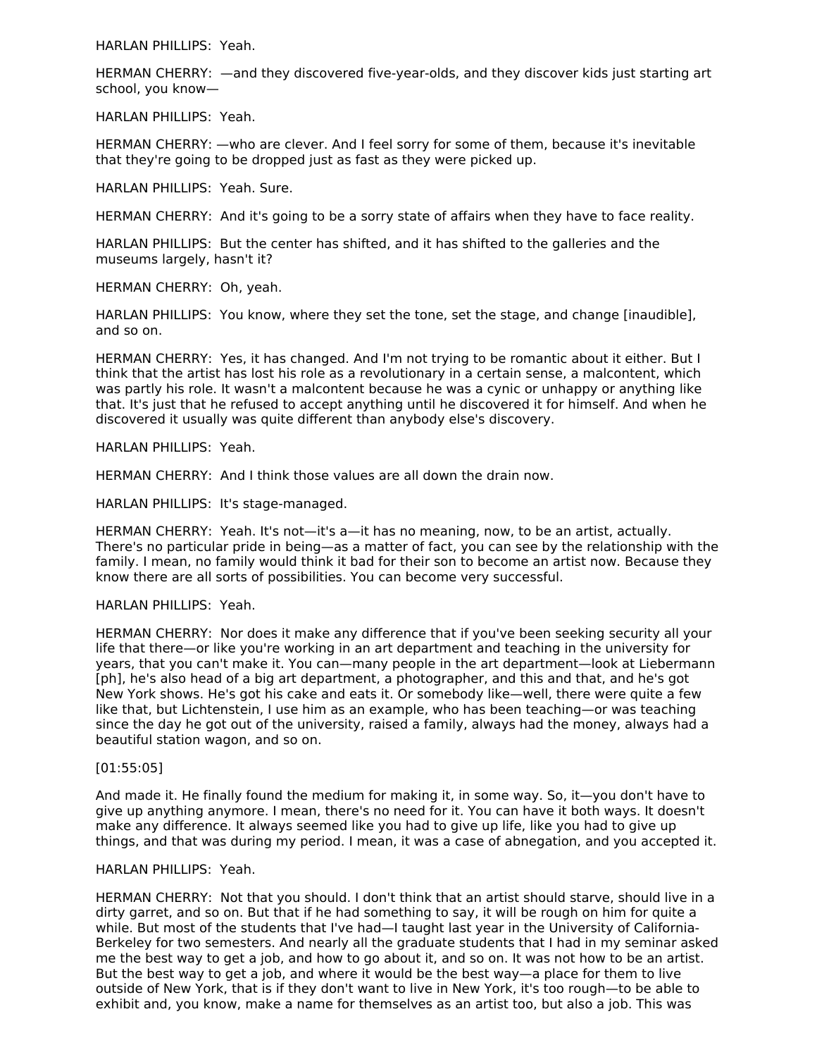HARLAN PHILLIPS:  Yeah.

HERMAN CHERRY:  —and they discovered five-year-olds, and they discover kids just starting art school, you know—

HARLAN PHILLIPS:  Yeah.

HERMAN CHERRY: —who are clever. And I feel sorry for some of them, because it's inevitable that they're going to be dropped just as fast as they were picked up.

HARLAN PHILLIPS:  Yeah. Sure.

HERMAN CHERRY:  And it's going to be a sorry state of affairs when they have to face reality.

HARLAN PHILLIPS:  But the center has shifted, and it has shifted to the galleries and the museums largely, hasn't it?

HERMAN CHERRY:  Oh, yeah.

HARLAN PHILLIPS:  You know, where they set the tone, set the stage, and change [inaudible], and so on.

HERMAN CHERRY:  Yes, it has changed. And I'm not trying to be romantic about it either. But I think that the artist has lost his role as a revolutionary in a certain sense, a malcontent, which was partly his role. It wasn't a malcontent because he was a cynic or unhappy or anything like that. It's just that he refused to accept anything until he discovered it for himself. And when he discovered it usually was quite different than anybody else's discovery.

HARLAN PHILLIPS:  Yeah.

HERMAN CHERRY:  And I think those values are all down the drain now.

HARLAN PHILLIPS:  It's stage-managed.

HERMAN CHERRY:  Yeah. It's not—it's a—it has no meaning, now, to be an artist, actually. There's no particular pride in being—as a matter of fact, you can see by the relationship with the family. I mean, no family would think it bad for their son to become an artist now. Because they know there are all sorts of possibilities. You can become very successful.

HARLAN PHILLIPS:  Yeah.

HERMAN CHERRY:  Nor does it make any difference that if you've been seeking security all your life that there—or like you're working in an art department and teaching in the university for years, that you can't make it. You can—many people in the art department—look at Liebermann [ph], he's also head of a big art department, a photographer, and this and that, and he's got New York shows. He's got his cake and eats it. Or somebody like—well, there were quite a few like that, but Lichtenstein, I use him as an example, who has been teaching—or was teaching since the day he got out of the university, raised a family, always had the money, always had a beautiful station wagon, and so on.

[01:55:05]

And made it. He finally found the medium for making it, in some way. So, it—you don't have to give up anything anymore. I mean, there's no need for it. You can have it both ways. It doesn't make any difference. It always seemed like you had to give up life, like you had to give up things, and that was during my period. I mean, it was a case of abnegation, and you accepted it.

HARLAN PHILLIPS:  Yeah.

HERMAN CHERRY:  Not that you should. I don't think that an artist should starve, should live in a dirty garret, and so on. But that if he had something to say, it will be rough on him for quite a while. But most of the students that I've had—I taught last year in the University of California-Berkeley for two semesters. And nearly all the graduate students that I had in my seminar asked me the best way to get a job, and how to go about it, and so on. It was not how to be an artist. But the best way to get a job, and where it would be the best way—a place for them to live outside of New York, that is if they don't want to live in New York, it's too rough—to be able to exhibit and, you know, make a name for themselves as an artist too, but also a job. This was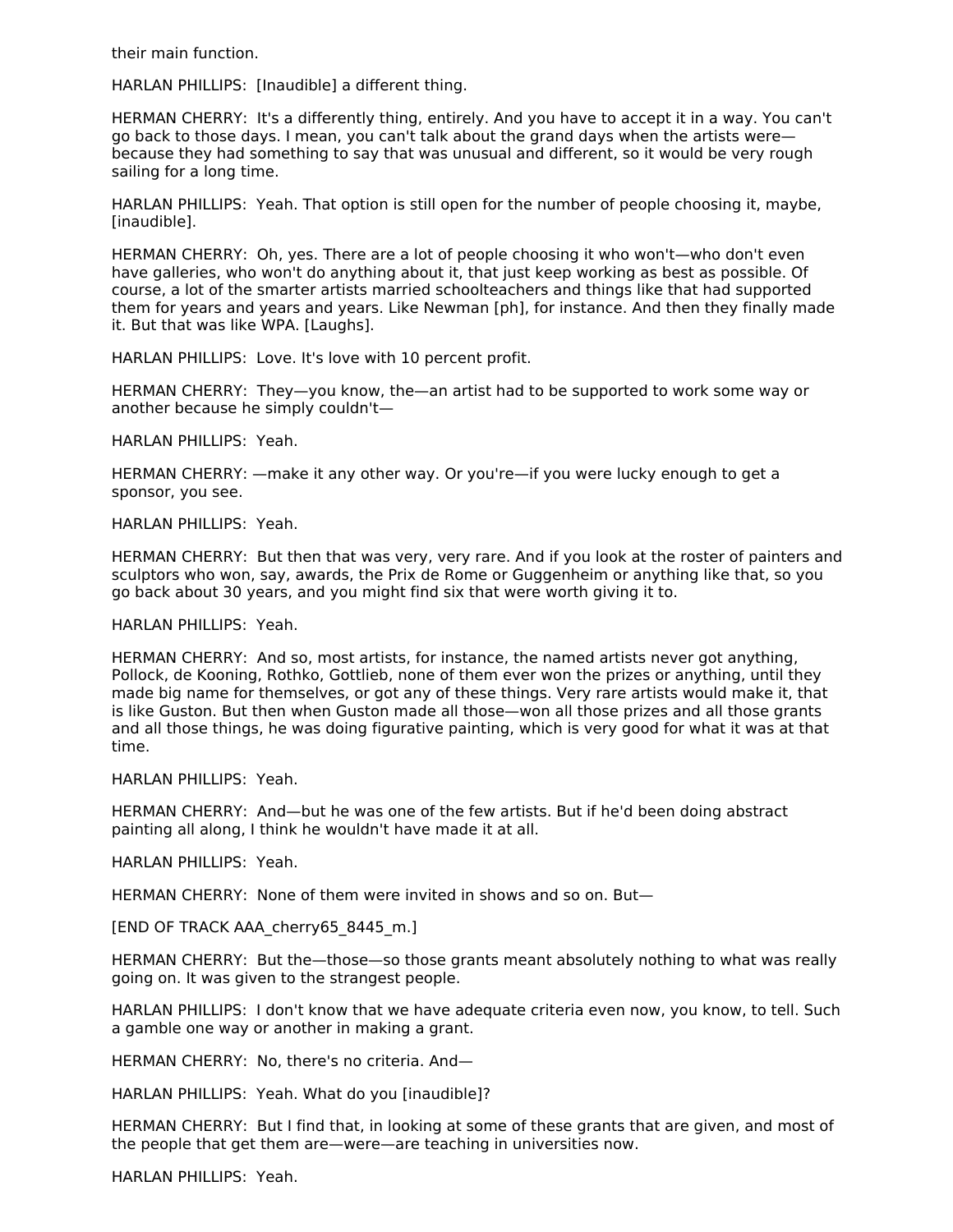their main function.

HARLAN PHILLIPS:  [Inaudible] a different thing.

HERMAN CHERRY:  It's a differently thing, entirely. And you have to accept it in a way. You can't go back to those days. I mean, you can't talk about the grand days when the artists were—because they had something to say that was unusual and different, so it would be very rough sailing for a long time.

HARLAN PHILLIPS:  Yeah. That option is still open for the number of people choosing it, maybe, [inaudible].

HERMAN CHERRY:  Oh, yes. There are a lot of people choosing it who won't—who don't even have galleries, who won't do anything about it, that just keep working as best as possible. Of course, a lot of the smarter artists married schoolteachers and things like that had supported them for years and years and years. Like Newman [ph], for instance. And then they finally made it. But that was like WPA. [Laughs].

HARLAN PHILLIPS:  Love. It's love with 10 percent profit.

HERMAN CHERRY:  They—you know, the—an artist had to be supported to work some way or another because he simply couldn't—

HARLAN PHILLIPS:  Yeah.

HERMAN CHERRY: —make it any other way. Or you're—if you were lucky enough to get a sponsor, you see.

HARLAN PHILLIPS:  Yeah.

HERMAN CHERRY:  But then that was very, very rare. And if you look at the roster of painters and sculptors who won, say, awards, the Prix de Rome or Guggenheim or anything like that, so you go back about 30 years, and you might find six that were worth giving it to.

HARLAN PHILLIPS:  Yeah.

HERMAN CHERRY:  And so, most artists, for instance, the named artists never got anything, Pollock, de Kooning, Rothko, Gottlieb, none of them ever won the prizes or anything, until they made big name for themselves, or got any of these things. Very rare artists would make it, that is like Guston. But then when Guston made all those—won all those prizes and all those grants and all those things, he was doing figurative painting, which is very good for what it was at that time.

HARLAN PHILLIPS:  Yeah.

HERMAN CHERRY:  And—but he was one of the few artists. But if he'd been doing abstract painting all along, I think he wouldn't have made it at all.

HARLAN PHILLIPS:  Yeah.

HERMAN CHERRY:  None of them were invited in shows and so on. But—

[END OF TRACK AAA_cherry65_8445_m.]

HERMAN CHERRY:  But the—those—so those grants meant absolutely nothing to what was really going on. It was given to the strangest people.

HARLAN PHILLIPS:  I don't know that we have adequate criteria even now, you know, to tell. Such a gamble one way or another in making a grant.

HERMAN CHERRY:  No, there's no criteria. And—

HARLAN PHILLIPS:  Yeah. What do you [inaudible]?

HERMAN CHERRY:  But I find that, in looking at some of these grants that are given, and most of the people that get them are—were—are teaching in universities now.

HARLAN PHILLIPS:  Yeah.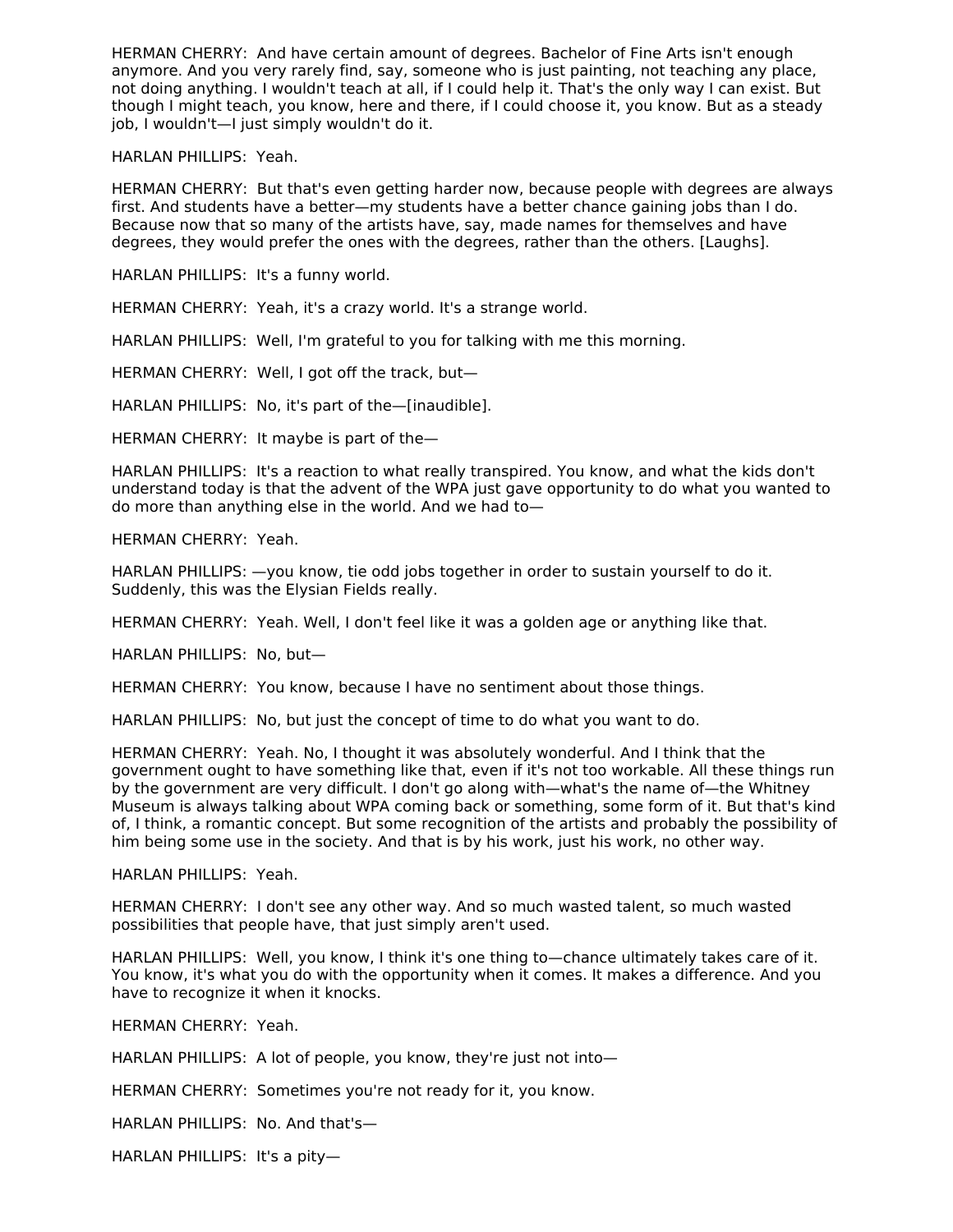HERMAN CHERRY:  And have certain amount of degrees. Bachelor of Fine Arts isn't enough anymore. And you very rarely find, say, someone who is just painting, not teaching any place, not doing anything. I wouldn't teach at all, if I could help it. That's the only way I can exist. But though I might teach, you know, here and there, if I could choose it, you know. But as a steady job, I wouldn't—I just simply wouldn't do it.

HARLAN PHILLIPS:  Yeah.

HERMAN CHERRY:  But that's even getting harder now, because people with degrees are always first. And students have a better—my students have a better chance gaining jobs than I do. Because now that so many of the artists have, say, made names for themselves and have degrees, they would prefer the ones with the degrees, rather than the others. [Laughs].

HARLAN PHILLIPS:  It's a funny world.

HERMAN CHERRY:  Yeah, it's a crazy world. It's a strange world.

HARLAN PHILLIPS:  Well, I'm grateful to you for talking with me this morning.

HERMAN CHERRY:  Well, I got off the track, but—

HARLAN PHILLIPS:  No, it's part of the—[inaudible].

HERMAN CHERRY:  It maybe is part of the—

HARLAN PHILLIPS:  It's a reaction to what really transpired. You know, and what the kids don't understand today is that the advent of the WPA just gave opportunity to do what you wanted to do more than anything else in the world. And we had to—

HERMAN CHERRY:  Yeah.

HARLAN PHILLIPS: —you know, tie odd jobs together in order to sustain yourself to do it. Suddenly, this was the Elysian Fields really.

HERMAN CHERRY:  Yeah. Well, I don't feel like it was a golden age or anything like that.

HARLAN PHILLIPS:  No, but—

HERMAN CHERRY:  You know, because I have no sentiment about those things.

HARLAN PHILLIPS:  No, but just the concept of time to do what you want to do.

HERMAN CHERRY:  Yeah. No, I thought it was absolutely wonderful. And I think that the government ought to have something like that, even if it's not too workable. All these things run by the government are very difficult. I don't go along with—what's the name of—the Whitney Museum is always talking about WPA coming back or something, some form of it. But that's kind of, I think, a romantic concept. But some recognition of the artists and probably the possibility of him being some use in the society. And that is by his work, just his work, no other way.

HARLAN PHILLIPS:  Yeah.

HERMAN CHERRY:  I don't see any other way. And so much wasted talent, so much wasted possibilities that people have, that just simply aren't used.

HARLAN PHILLIPS:  Well, you know, I think it's one thing to—chance ultimately takes care of it. You know, it's what you do with the opportunity when it comes. It makes a difference. And you have to recognize it when it knocks.

HERMAN CHERRY:  Yeah.

HARLAN PHILLIPS:  A lot of people, you know, they're just not into—

HERMAN CHERRY:  Sometimes you're not ready for it, you know.

HARLAN PHILLIPS:  No. And that's—

HARLAN PHILLIPS:  It's a pity—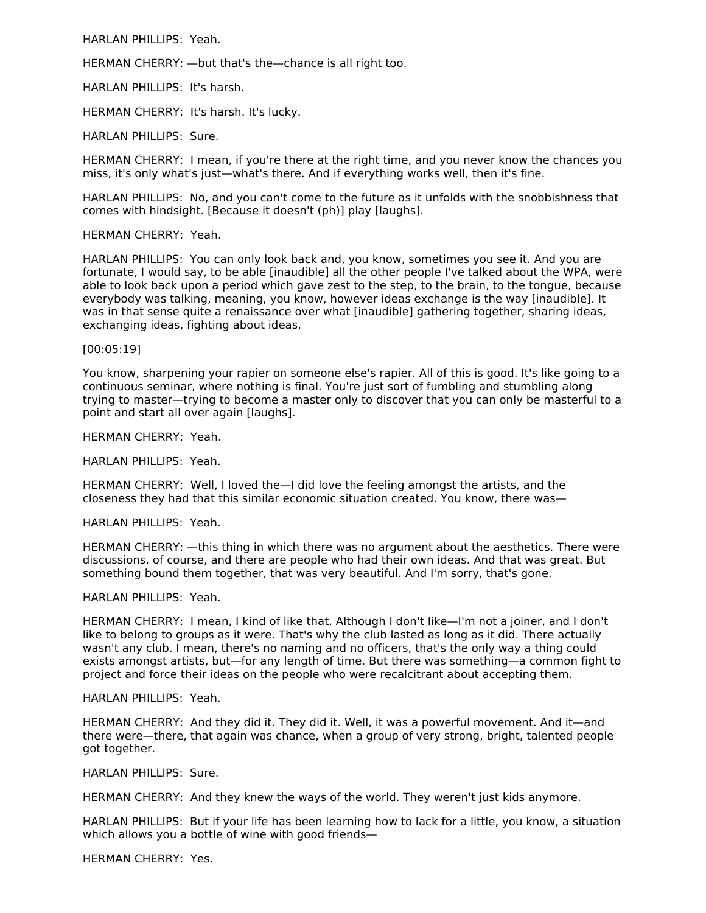HARLAN PHILLIPS: Yeah.

HERMAN CHERRY: —but that's the—chance is all right too.

HARLAN PHILLIPS: It's harsh.

HERMAN CHERRY: It's harsh. It's lucky.

HARLAN PHILLIPS: Sure.

HERMAN CHERRY: I mean, if you're there at the right time, and you never know the chances you miss, it's only what's just—what's there. And if everything works well, then it's fine.

HARLAN PHILLIPS: No, and you can't come to the future as it unfolds with the snobbishness that comes with hindsight. [Because it doesn't (ph)] play [laughs].

HERMAN CHERRY: Yeah.

HARLAN PHILLIPS: You can only look back and, you know, sometimes you see it. And you are fortunate, I would say, to be able [inaudible] all the other people I've talked about the WPA, were able to look back upon a period which gave zest to the step, to the brain, to the tongue, because everybody was talking, meaning, you know, however ideas exchange is the way [inaudible]. It was in that sense quite a renaissance over what [inaudible] gathering together, sharing ideas, exchanging ideas, fighting about ideas.

[00:05:19]

You know, sharpening your rapier on someone else's rapier. All of this is good. It's like going to a continuous seminar, where nothing is final. You're just sort of fumbling and stumbling along trying to master—trying to become a master only to discover that you can only be masterful to a point and start all over again [laughs].

HERMAN CHERRY: Yeah.

HARLAN PHILLIPS: Yeah.

HERMAN CHERRY: Well, I loved the—I did love the feeling amongst the artists, and the closeness they had that this similar economic situation created. You know, there was—

HARLAN PHILLIPS: Yeah.

HERMAN CHERRY: —this thing in which there was no argument about the aesthetics. There were discussions, of course, and there are people who had their own ideas. And that was great. But something bound them together, that was very beautiful. And I'm sorry, that's gone.

HARLAN PHILLIPS: Yeah.

HERMAN CHERRY: I mean, I kind of like that. Although I don't like—I'm not a joiner, and I don't like to belong to groups as it were. That's why the club lasted as long as it did. There actually wasn't any club. I mean, there's no naming and no officers, that's the only way a thing could exists amongst artists, but—for any length of time. But there was something—a common fight to project and force their ideas on the people who were recalcitrant about accepting them.

HARLAN PHILLIPS: Yeah.

HERMAN CHERRY: And they did it. They did it. Well, it was a powerful movement. And it—and there were—there, that again was chance, when a group of very strong, bright, talented people got together.

HARLAN PHILLIPS: Sure.

HERMAN CHERRY: And they knew the ways of the world. They weren't just kids anymore.

HARLAN PHILLIPS: But if your life has been learning how to lack for a little, you know, a situation which allows you a bottle of wine with good friends—

HERMAN CHERRY: Yes.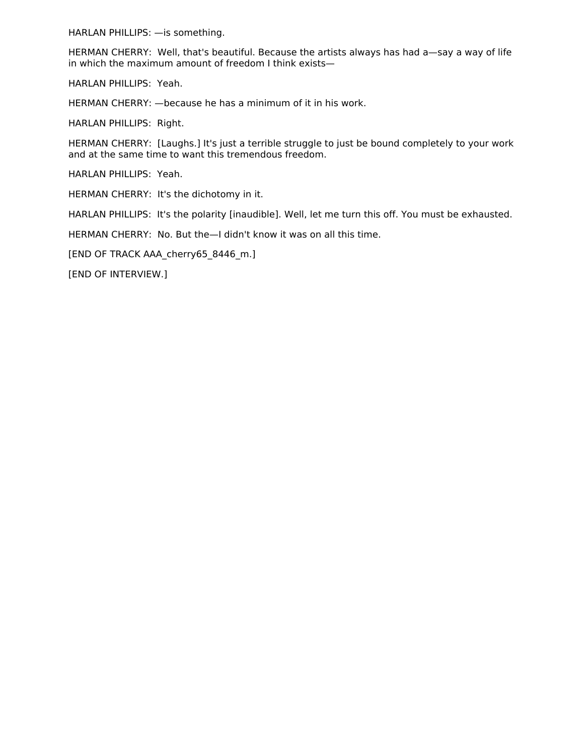HARLAN PHILLIPS: —is something.

HERMAN CHERRY: Well, that's beautiful. Because the artists always has had a—say a way of life in which the maximum amount of freedom I think exists—

HARLAN PHILLIPS: Yeah.

HERMAN CHERRY: —because he has a minimum of it in his work.

HARLAN PHILLIPS: Right.

HERMAN CHERRY: [Laughs.] It's just a terrible struggle to just be bound completely to your work and at the same time to want this tremendous freedom.

HARLAN PHILLIPS: Yeah.

HERMAN CHERRY: It's the dichotomy in it.

HARLAN PHILLIPS: It's the polarity [inaudible]. Well, let me turn this off. You must be exhausted.

HERMAN CHERRY: No. But the—I didn't know it was on all this time.

[END OF TRACK AAA_cherry65_8446_m.]

[END OF INTERVIEW.]